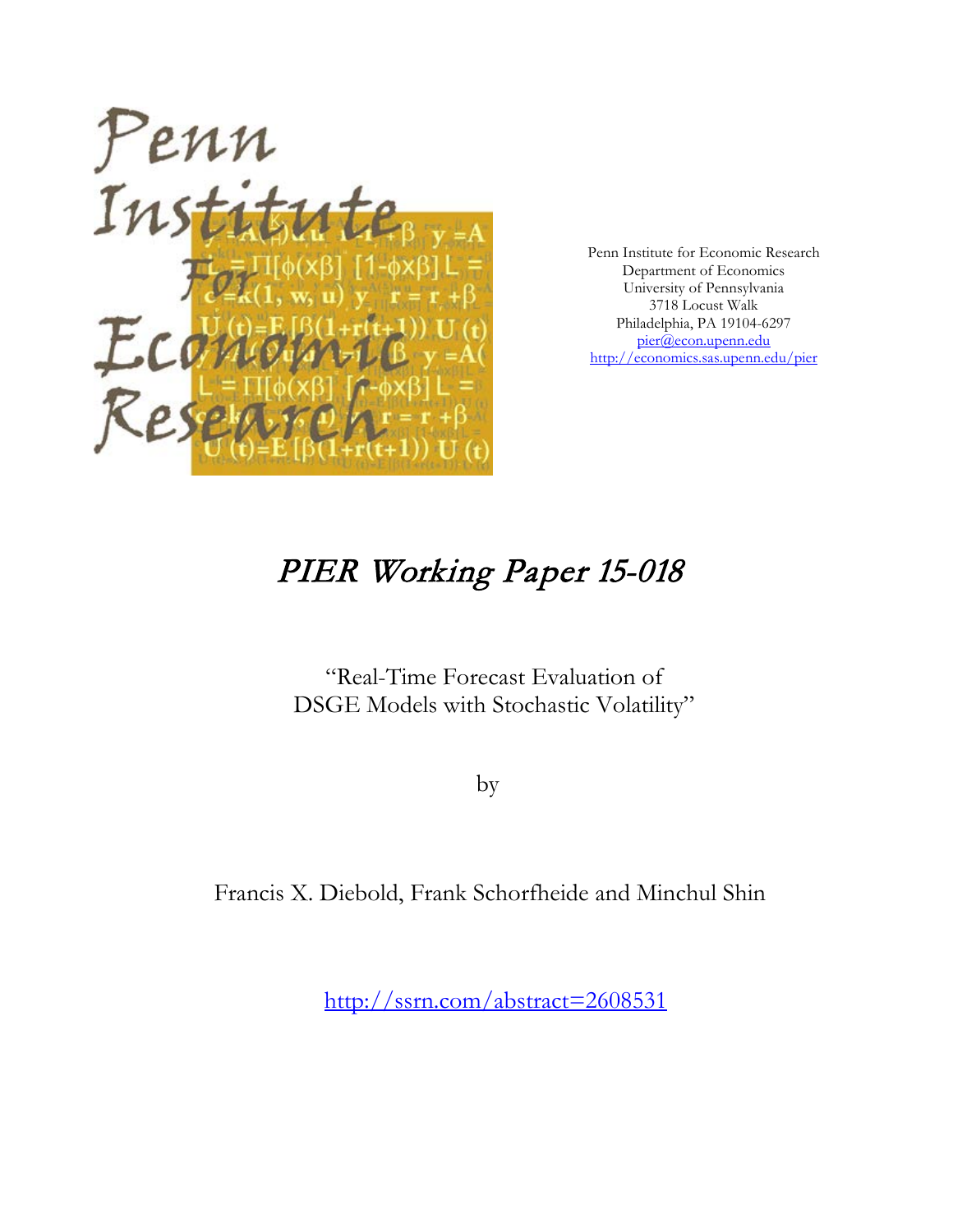Penn Institute for Economic Research
Department of Economics
University of Pennsylvania
3718 Locust Walk
Philadelphia, PA 19104-6297
pier@econ.upenn.edu
http://economics.sas.upenn.edu/pier

# *PIER Working Paper 15-018*

"Real-Time Forecast Evaluation of
DSGE Models with Stochastic Volatility"

by

Francis X. Diebold, Frank Schorfheide and Minchul Shin

http://ssrn.com/abstract=2608531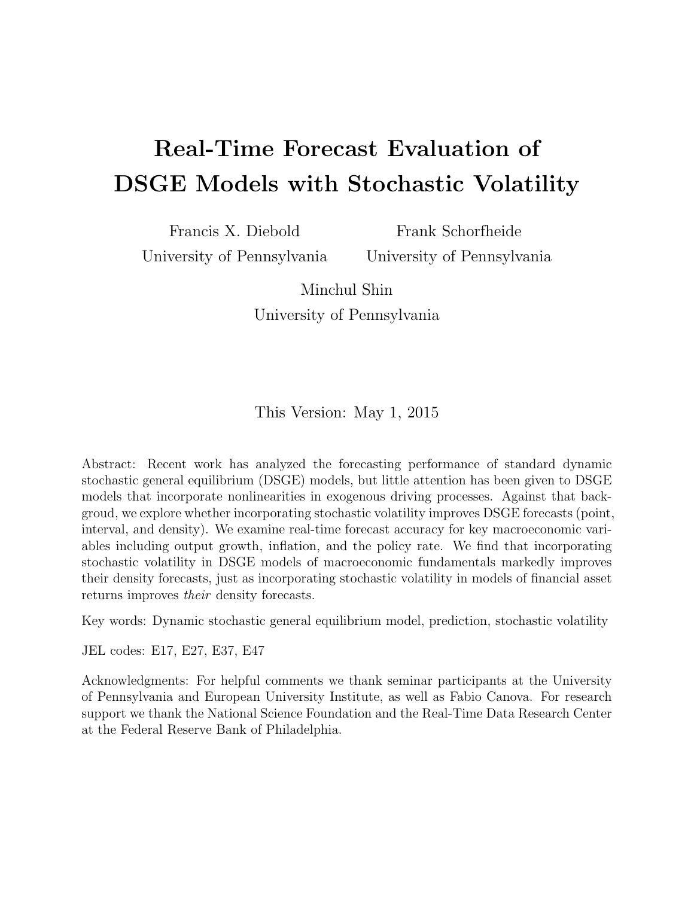# Real-Time Forecast Evaluation of DSGE Models with Stochastic Volatility

Francis X. Diebold
University of Pennsylvania

Frank Schorfheide
University of Pennsylvania

Minchul Shin
University of Pennsylvania

This Version: May 1, 2015

Abstract: Recent work has analyzed the forecasting performance of standard dynamic stochastic general equilibrium (DSGE) models, but little attention has been given to DSGE models that incorporate nonlinearities in exogenous driving processes. Against that backgroud, we explore whether incorporating stochastic volatility improves DSGE forecasts (point, interval, and density). We examine real-time forecast accuracy for key macroeconomic variables including output growth, inflation, and the policy rate. We find that incorporating stochastic volatility in DSGE models of macroeconomic fundamentals markedly improves their density forecasts, just as incorporating stochastic volatility in models of financial asset returns improves *their* density forecasts.

Key words: Dynamic stochastic general equilibrium model, prediction, stochastic volatility

JEL codes: E17, E27, E37, E47

Acknowledgments: For helpful comments we thank seminar participants at the University of Pennsylvania and European University Institute, as well as Fabio Canova. For research support we thank the National Science Foundation and the Real-Time Data Research Center at the Federal Reserve Bank of Philadelphia.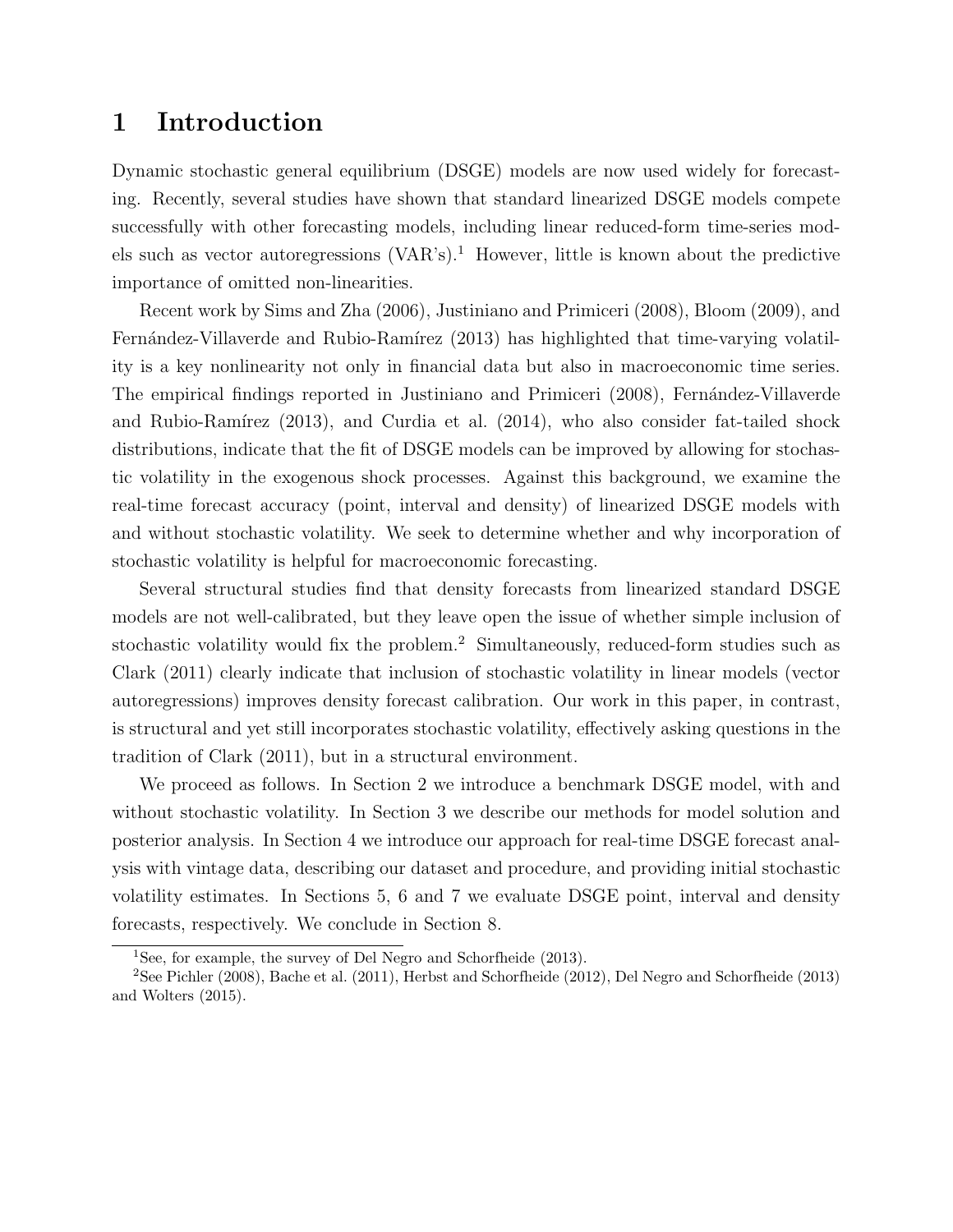# 1 Introduction

Dynamic stochastic general equilibrium (DSGE) models are now used widely for forecasting. Recently, several studies have shown that standard linearized DSGE models compete successfully with other forecasting models, including linear reduced-form time-series models such as vector autoregressions (VAR's).[1] However, little is known about the predictive importance of omitted non-linearities.

Recent work by Sims and Zha (2006), Justiniano and Primiceri (2008), Bloom (2009), and Fernández-Villaverde and Rubio-Ramírez (2013) has highlighted that time-varying volatility is a key nonlinearity not only in financial data but also in macroeconomic time series. The empirical findings reported in Justiniano and Primiceri (2008), Fernández-Villaverde and Rubio-Ramírez (2013), and Curdia et al. (2014), who also consider fat-tailed shock distributions, indicate that the fit of DSGE models can be improved by allowing for stochastic volatility in the exogenous shock processes. Against this background, we examine the real-time forecast accuracy (point, interval and density) of linearized DSGE models with and without stochastic volatility. We seek to determine whether and why incorporation of stochastic volatility is helpful for macroeconomic forecasting.

Several structural studies find that density forecasts from linearized standard DSGE models are not well-calibrated, but they leave open the issue of whether simple inclusion of stochastic volatility would fix the problem.[2] Simultaneously, reduced-form studies such as Clark (2011) clearly indicate that inclusion of stochastic volatility in linear models (vector autoregressions) improves density forecast calibration. Our work in this paper, in contrast, is structural and yet still incorporates stochastic volatility, effectively asking questions in the tradition of Clark (2011), but in a structural environment.

We proceed as follows. In Section 2 we introduce a benchmark DSGE model, with and without stochastic volatility. In Section 3 we describe our methods for model solution and posterior analysis. In Section 4 we introduce our approach for real-time DSGE forecast analysis with vintage data, describing our dataset and procedure, and providing initial stochastic volatility estimates. In Sections 5, 6 and 7 we evaluate DSGE point, interval and density forecasts, respectively. We conclude in Section 8.

[1] See, for example, the survey of Del Negro and Schorfheide (2013).

[2] See Pichler (2008), Bache et al. (2011), Herbst and Schorfheide (2012), Del Negro and Schorfheide (2013) and Wolters (2015).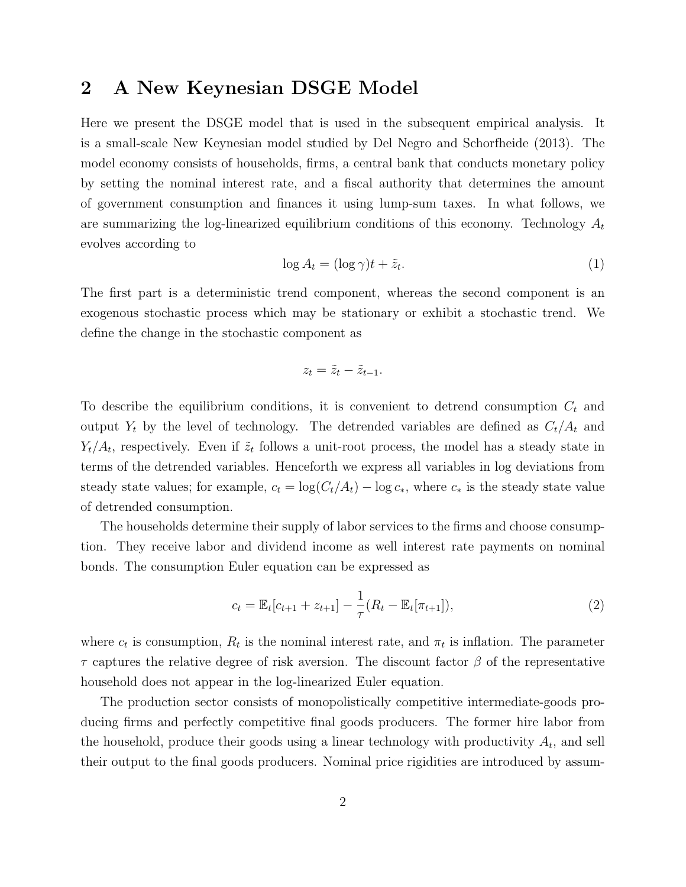## 2 A New Keynesian DSGE Model

Here we present the DSGE model that is used in the subsequent empirical analysis. It is a small-scale New Keynesian model studied by Del Negro and Schorfheide (2013). The model economy consists of households, firms, a central bank that conducts monetary policy by setting the nominal interest rate, and a fiscal authority that determines the amount of government consumption and finances it using lump-sum taxes. In what follows, we are summarizing the log-linearized equilibrium conditions of this economy. Technology $A_t$ evolves according to

$$\log A_t = (\log \gamma)t + \tilde{z}_t. \tag{1}$$

The first part is a deterministic trend component, whereas the second component is an exogenous stochastic process which may be stationary or exhibit a stochastic trend. We define the change in the stochastic component as

$$z_t = \tilde{z}_t - \tilde{z}_{t-1}.$$

To describe the equilibrium conditions, it is convenient to detrend consumption $C_t$ and output $Y_t$ by the level of technology. The detrended variables are defined as $C_t/A_t$ and $Y_t/A_t$, respectively. Even if $\tilde{z}_t$ follows a unit-root process, the model has a steady state in terms of the detrended variables. Henceforth we express all variables in log deviations from steady state values; for example, $c_t = \log(C_t/A_t) - \log c_*$, where $c_*$ is the steady state value of detrended consumption.

The households determine their supply of labor services to the firms and choose consumption. They receive labor and dividend income as well interest rate payments on nominal bonds. The consumption Euler equation can be expressed as

$$c_t = \mathbb{E}_t[c_{t+1} + z_{t+1}] - \frac{1}{\tau}(R_t - \mathbb{E}_t[\pi_{t+1}]), \tag{2}$$

where $c_t$ is consumption, $R_t$ is the nominal interest rate, and $\pi_t$ is inflation. The parameter $\tau$ captures the relative degree of risk aversion. The discount factor $\beta$ of the representative household does not appear in the log-linearized Euler equation.

The production sector consists of monopolistically competitive intermediate-goods producing firms and perfectly competitive final goods producers. The former hire labor from the household, produce their goods using a linear technology with productivity $A_t$, and sell their output to the final goods producers. Nominal price rigidities are introduced by assum-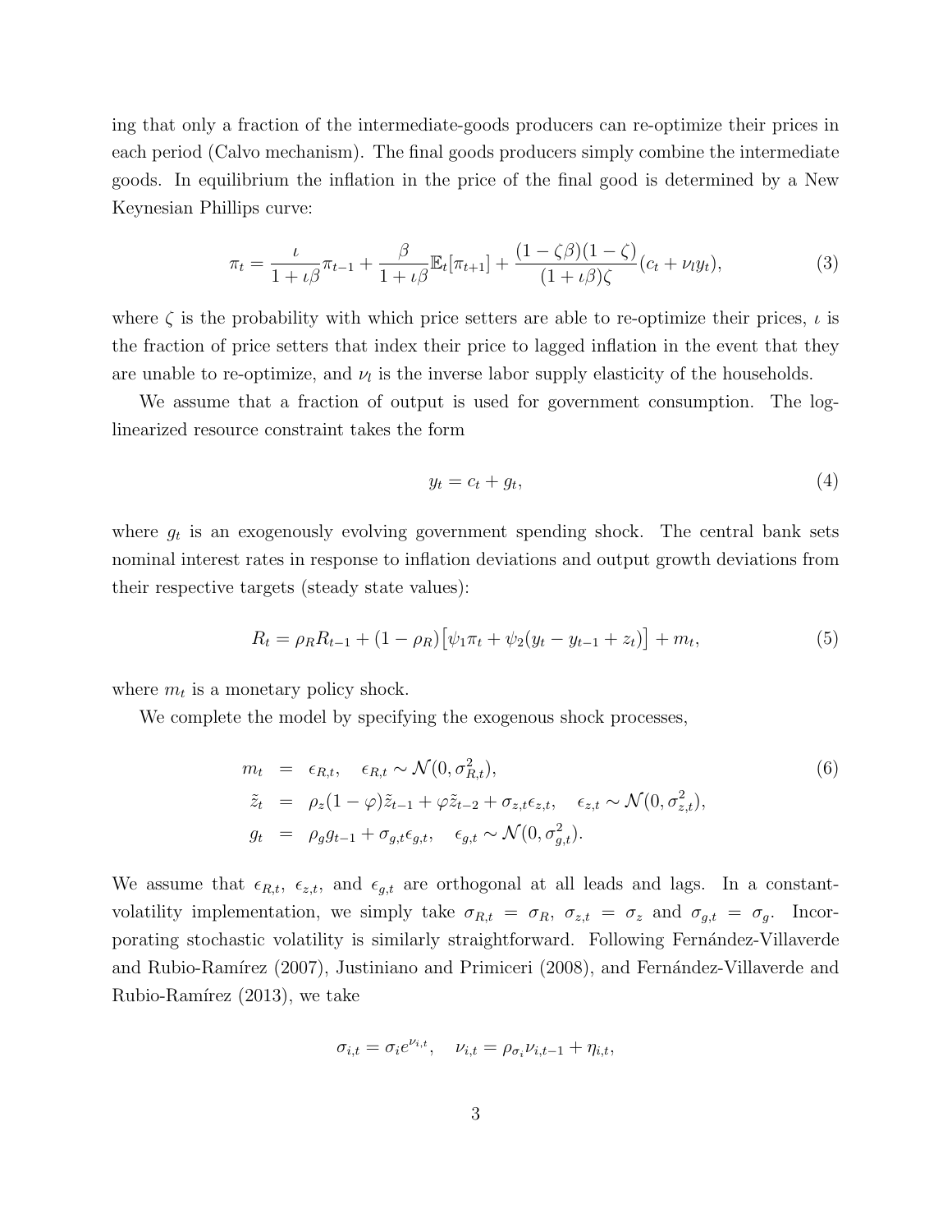ing that only a fraction of the intermediate-goods producers can re-optimize their prices in each period (Calvo mechanism). The final goods producers simply combine the intermediate goods. In equilibrium the inflation in the price of the final good is determined by a New Keynesian Phillips curve:

$$\pi_t = \frac{\iota}{1+\iota\beta}\pi_{t-1} + \frac{\beta}{1+\iota\beta}\mathbb{E}_t[\pi_{t+1}] + \frac{(1-\zeta\beta)(1-\zeta)}{(1+\iota\beta)\zeta}(c_t + \nu_l y_t), \tag{3}$$

where $\zeta$ is the probability with which price setters are able to re-optimize their prices, $\iota$ is the fraction of price setters that index their price to lagged inflation in the event that they are unable to re-optimize, and $\nu_l$ is the inverse labor supply elasticity of the households.

We assume that a fraction of output is used for government consumption. The log-linearized resource constraint takes the form

$$y_t = c_t + g_t, \tag{4}$$

where $g_t$ is an exogenously evolving government spending shock. The central bank sets nominal interest rates in response to inflation deviations and output growth deviations from their respective targets (steady state values):

$$R_t = \rho_R R_{t-1} + (1-\rho_R)\big[\psi_1\pi_t + \psi_2(y_t - y_{t-1} + z_t)\big] + m_t, \tag{5}$$

where $m_t$ is a monetary policy shock.

We complete the model by specifying the exogenous shock processes,

$$\begin{aligned}
m_t &= \epsilon_{R,t}, \quad \epsilon_{R,t} \sim \mathcal{N}(0, \sigma^2_{R,t}), \\
\tilde{z}_t &= \rho_z(1-\varphi)\tilde{z}_{t-1} + \varphi\tilde{z}_{t-2} + \sigma_{z,t}\epsilon_{z,t}, \quad \epsilon_{z,t} \sim \mathcal{N}(0, \sigma^2_{z,t}), \\
g_t &= \rho_g g_{t-1} + \sigma_{g,t}\epsilon_{g,t}, \quad \epsilon_{g,t} \sim \mathcal{N}(0, \sigma^2_{g,t}).
\end{aligned} \tag{6}$$

We assume that $\epsilon_{R,t}$, $\epsilon_{z,t}$, and $\epsilon_{g,t}$ are orthogonal at all leads and lags. In a constant-volatility implementation, we simply take $\sigma_{R,t} = \sigma_R$, $\sigma_{z,t} = \sigma_z$ and $\sigma_{g,t} = \sigma_g$. Incorporating stochastic volatility is similarly straightforward. Following Fernández-Villaverde and Rubio-Ramírez (2007), Justiniano and Primiceri (2008), and Fernández-Villaverde and Rubio-Ramírez (2013), we take

$$\sigma_{i,t} = \sigma_i e^{\nu_{i,t}}, \quad \nu_{i,t} = \rho_{\sigma_i}\nu_{i,t-1} + \eta_{i,t},$$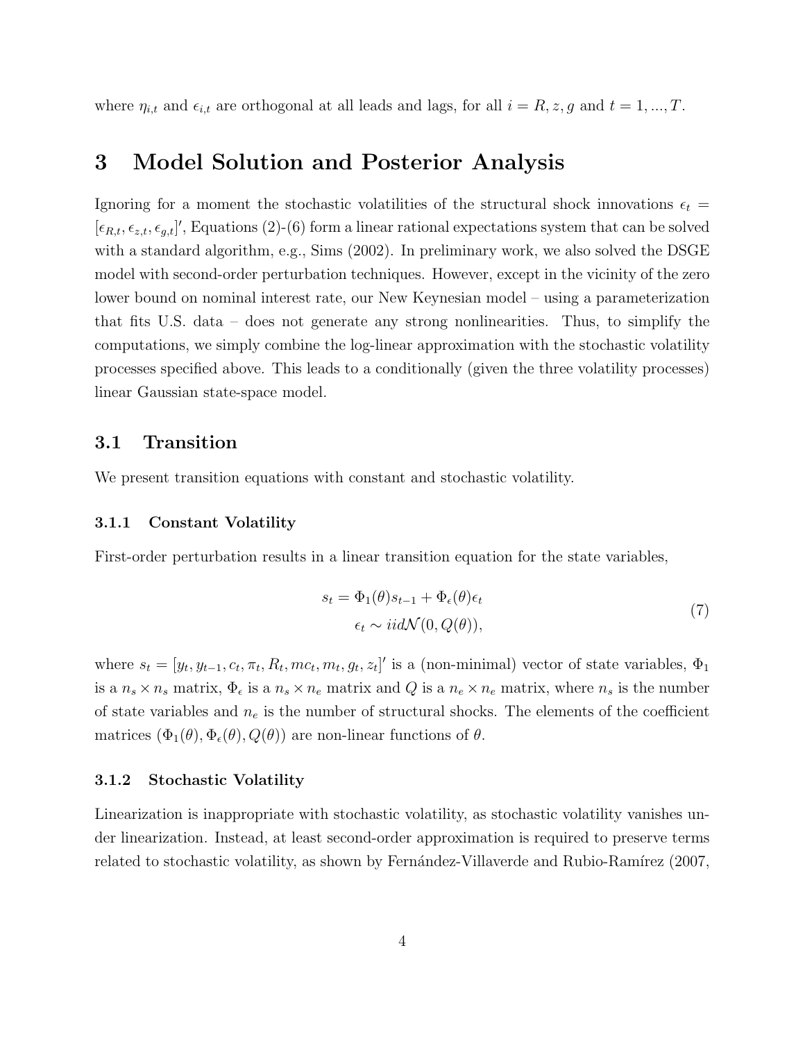where $\eta_{i,t}$ and $\epsilon_{i,t}$ are orthogonal at all leads and lags, for all $i = R, z, g$ and $t = 1, ..., T$.

# 3 Model Solution and Posterior Analysis

Ignoring for a moment the stochastic volatilities of the structural shock innovations $\epsilon_t = [\epsilon_{R,t}, \epsilon_{z,t}, \epsilon_{g,t}]'$, Equations (2)-(6) form a linear rational expectations system that can be solved with a standard algorithm, e.g., Sims (2002). In preliminary work, we also solved the DSGE model with second-order perturbation techniques. However, except in the vicinity of the zero lower bound on nominal interest rate, our New Keynesian model – using a parameterization that fits U.S. data – does not generate any strong nonlinearities. Thus, to simplify the computations, we simply combine the log-linear approximation with the stochastic volatility processes specified above. This leads to a conditionally (given the three volatility processes) linear Gaussian state-space model.

## 3.1 Transition

We present transition equations with constant and stochastic volatility.

### 3.1.1 Constant Volatility

First-order perturbation results in a linear transition equation for the state variables,

$$
\begin{aligned}
s_t &= \Phi_1(\theta) s_{t-1} + \Phi_\epsilon(\theta)\epsilon_t \\
\epsilon_t &\sim iid\mathcal{N}(0, Q(\theta)),
\end{aligned}
\tag{7}
$$

where $s_t = [y_t, y_{t-1}, c_t, \pi_t, R_t, mc_t, m_t, g_t, z_t]'$ is a (non-minimal) vector of state variables, $\Phi_1$ is a $n_s \times n_s$ matrix, $\Phi_\epsilon$ is a $n_s \times n_e$ matrix and $Q$ is a $n_e \times n_e$ matrix, where $n_s$ is the number of state variables and $n_e$ is the number of structural shocks. The elements of the coefficient matrices $(\Phi_1(\theta), \Phi_\epsilon(\theta), Q(\theta))$ are non-linear functions of $\theta$.

### 3.1.2 Stochastic Volatility

Linearization is inappropriate with stochastic volatility, as stochastic volatility vanishes under linearization. Instead, at least second-order approximation is required to preserve terms related to stochastic volatility, as shown by Fernández-Villaverde and Rubio-Ramírez (2007,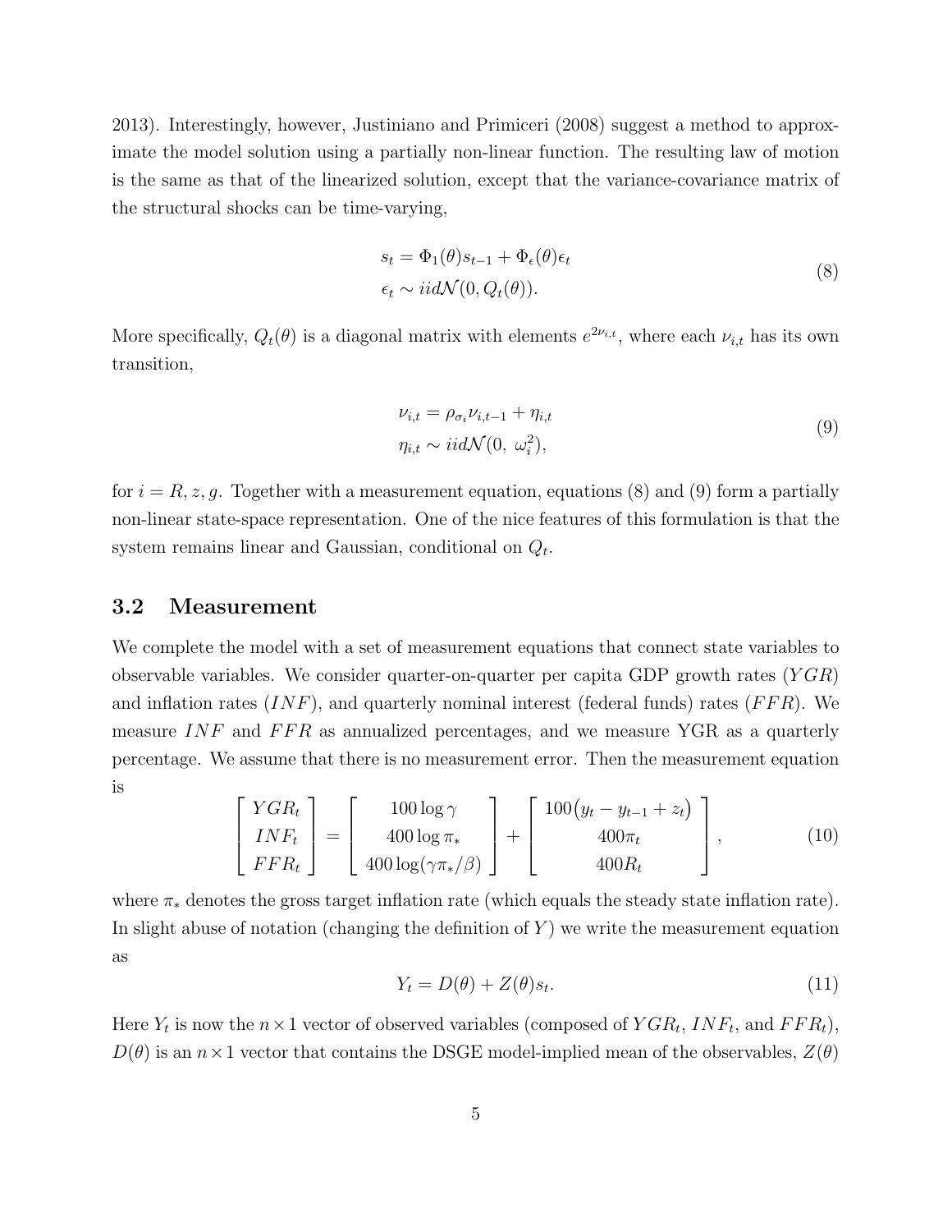2013). Interestingly, however, Justiniano and Primiceri (2008) suggest a method to approximate the model solution using a partially non-linear function. The resulting law of motion is the same as that of the linearized solution, except that the variance-covariance matrix of the structural shocks can be time-varying,

$$
\begin{aligned}
s_t &= \Phi_1(\theta)s_{t-1} + \Phi_\epsilon(\theta)\epsilon_t \\
\epsilon_t &\sim iid\mathcal{N}(0, Q_t(\theta)).
\end{aligned} \tag{8}
$$

More specifically, $Q_t(\theta)$ is a diagonal matrix with elements $e^{2\nu_{i,t}}$, where each $\nu_{i,t}$ has its own transition,

$$
\begin{aligned}
\nu_{i,t} &= \rho_{\sigma_i}\nu_{i,t-1} + \eta_{i,t} \\
\eta_{i,t} &\sim iid\mathcal{N}(0,\ \omega_i^2),
\end{aligned} \tag{9}
$$

for $i = R, z, g$. Together with a measurement equation, equations (8) and (9) form a partially non-linear state-space representation. One of the nice features of this formulation is that the system remains linear and Gaussian, conditional on $Q_t$.

## 3.2 Measurement

We complete the model with a set of measurement equations that connect state variables to observable variables. We consider quarter-on-quarter per capita GDP growth rates ($YGR$) and inflation rates ($INF$), and quarterly nominal interest (federal funds) rates ($FFR$). We measure $INF$ and $FFR$ as annualized percentages, and we measure YGR as a quarterly percentage. We assume that there is no measurement error. Then the measurement equation is

$$
\begin{bmatrix} YGR_t \\ INF_t \\ FFR_t \end{bmatrix} = \begin{bmatrix} 100\log\gamma \\ 400\log\pi_* \\ 400\log(\gamma\pi_*/\beta) \end{bmatrix} + \begin{bmatrix} 100\big(y_t - y_{t-1} + z_t\big) \\ 400\pi_t \\ 400R_t \end{bmatrix}, \tag{10}
$$

where $\pi_*$ denotes the gross target inflation rate (which equals the steady state inflation rate). In slight abuse of notation (changing the definition of $Y$) we write the measurement equation as

$$
Y_t = D(\theta) + Z(\theta)s_t. \tag{11}
$$

Here $Y_t$ is now the $n \times 1$ vector of observed variables (composed of $YGR_t$, $INF_t$, and $FFR_t$), $D(\theta)$ is an $n \times 1$ vector that contains the DSGE model-implied mean of the observables, $Z(\theta)$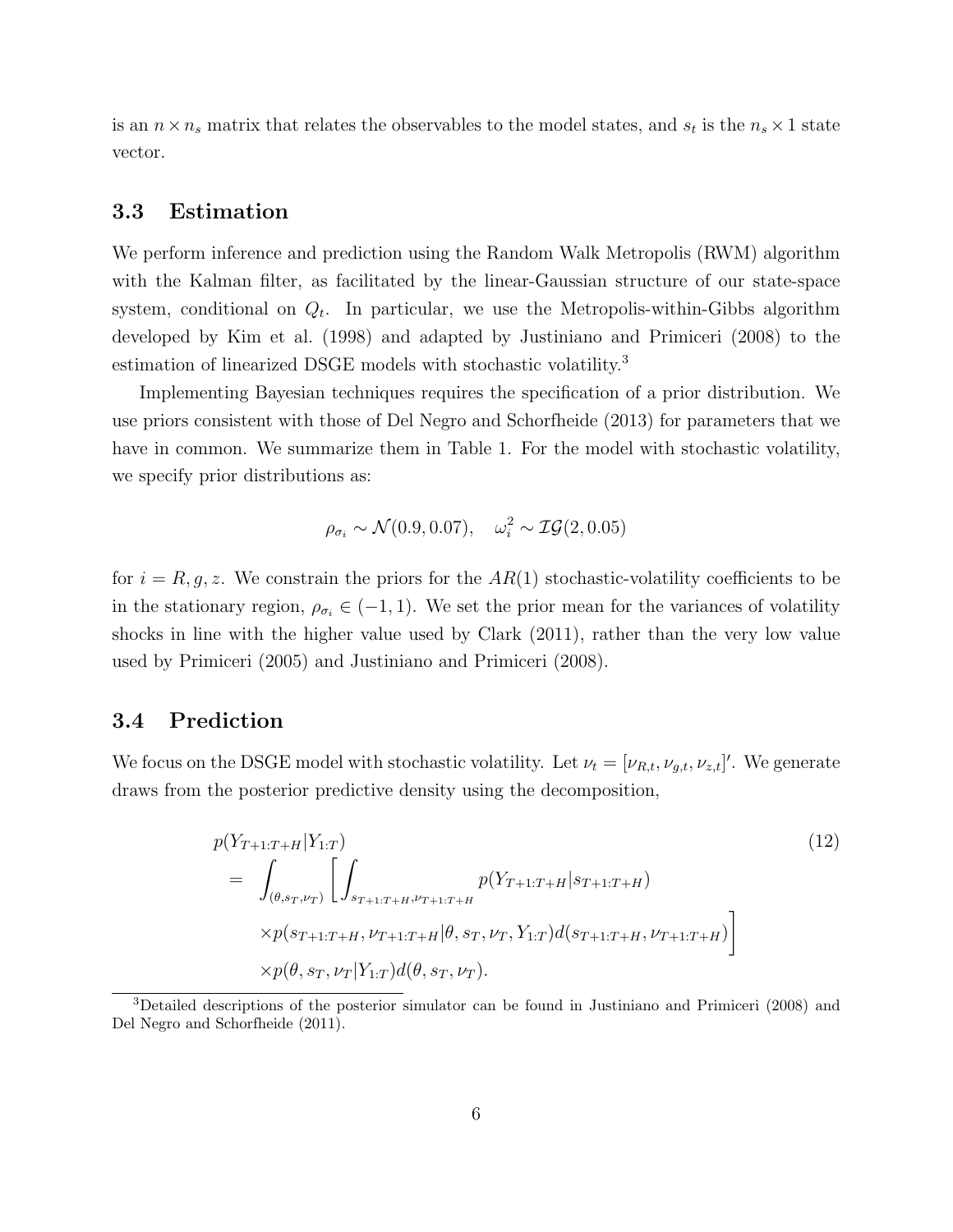is an $n \times n_s$ matrix that relates the observables to the model states, and $s_t$ is the $n_s \times 1$ state vector.

### 3.3 Estimation

We perform inference and prediction using the Random Walk Metropolis (RWM) algorithm with the Kalman filter, as facilitated by the linear-Gaussian structure of our state-space system, conditional on $Q_t$. In particular, we use the Metropolis-within-Gibbs algorithm developed by Kim et al. (1998) and adapted by Justiniano and Primiceri (2008) to the estimation of linearized DSGE models with stochastic volatility.[3]

Implementing Bayesian techniques requires the specification of a prior distribution. We use priors consistent with those of Del Negro and Schorfheide (2013) for parameters that we have in common. We summarize them in Table 1. For the model with stochastic volatility, we specify prior distributions as:

$$\rho_{\sigma_i} \sim \mathcal{N}(0.9, 0.07), \quad \omega_i^2 \sim \mathcal{IG}(2, 0.05)$$

for $i = R, g, z$. We constrain the priors for the $AR(1)$ stochastic-volatility coefficients to be in the stationary region, $\rho_{\sigma_i} \in (-1, 1)$. We set the prior mean for the variances of volatility shocks in line with the higher value used by Clark (2011), rather than the very low value used by Primiceri (2005) and Justiniano and Primiceri (2008).

### 3.4 Prediction

We focus on the DSGE model with stochastic volatility. Let $\nu_t = [\nu_{R,t}, \nu_{g,t}, \nu_{z,t}]'$. We generate draws from the posterior predictive density using the decomposition,

$$\begin{aligned}
&p(Y_{T+1:T+H}|Y_{1:T}) \\
&= \int_{(\theta, s_T, \nu_T)} \left[ \int_{s_{T+1:T+H}, \nu_{T+1:T+H}} p(Y_{T+1:T+H}|s_{T+1:T+H}) \right. \\
&\quad \left. \times p(s_{T+1:T+H}, \nu_{T+1:T+H}|\theta, s_T, \nu_T, Y_{1:T}) d(s_{T+1:T+H}, \nu_{T+1:T+H}) \right] \\
&\quad \times p(\theta, s_T, \nu_T|Y_{1:T}) d(\theta, s_T, \nu_T).
\end{aligned} \tag{12}$$

[3] Detailed descriptions of the posterior simulator can be found in Justiniano and Primiceri (2008) and Del Negro and Schorfheide (2011).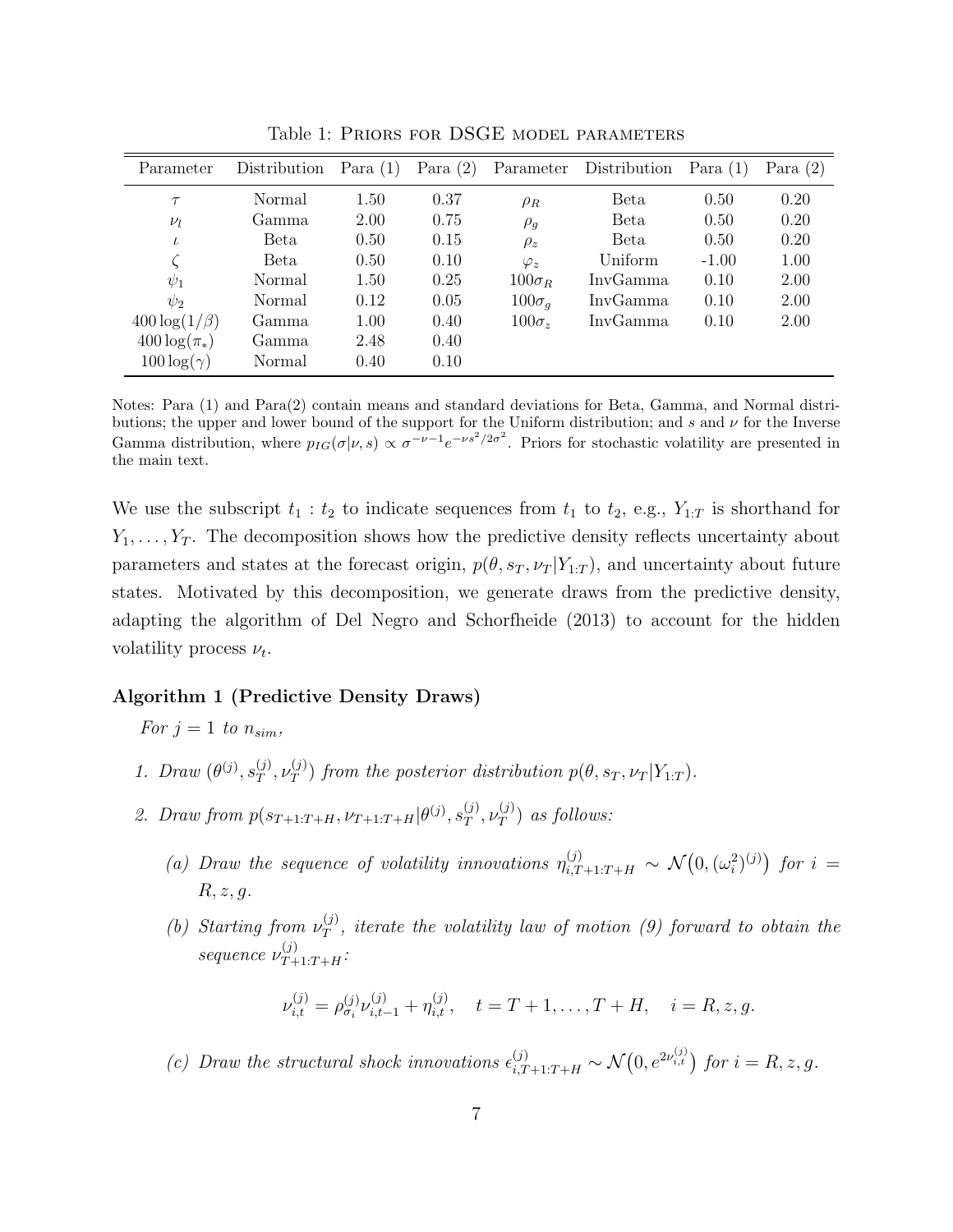Table 1: Priors for DSGE model parameters

| Parameter | Distribution | Para (1) | Para (2) | Parameter | Distribution | Para (1) | Para (2) |
|---|---|---|---|---|---|---|---|
| $\tau$ | Normal | 1.50 | 0.37 | $\rho_R$ | Beta | 0.50 | 0.20 |
| $\nu_l$ | Gamma | 2.00 | 0.75 | $\rho_g$ | Beta | 0.50 | 0.20 |
| $\iota$ | Beta | 0.50 | 0.15 | $\rho_z$ | Beta | 0.50 | 0.20 |
| $\zeta$ | Beta | 0.50 | 0.10 | $\varphi_z$ | Uniform | -1.00 | 1.00 |
| $\psi_1$ | Normal | 1.50 | 0.25 | $100\sigma_R$ | InvGamma | 0.10 | 2.00 |
| $\psi_2$ | Normal | 0.12 | 0.05 | $100\sigma_g$ | InvGamma | 0.10 | 2.00 |
| $400\log(1/\beta)$ | Gamma | 1.00 | 0.40 | $100\sigma_z$ | InvGamma | 0.10 | 2.00 |
| $400\log(\pi_*)$ | Gamma | 2.48 | 0.40 | | | | |
| $100\log(\gamma)$ | Normal | 0.40 | 0.10 | | | | |

Notes: Para (1) and Para(2) contain means and standard deviations for Beta, Gamma, and Normal distributions; the upper and lower bound of the support for the Uniform distribution; and $s$ and $\nu$ for the Inverse Gamma distribution, where $p_{IG}(\sigma|\nu, s) \propto \sigma^{-\nu-1}e^{-\nu s^2/2\sigma^2}$. Priors for stochastic volatility are presented in the main text.

We use the subscript $t_1 : t_2$ to indicate sequences from $t_1$ to $t_2$, e.g., $Y_{1:T}$ is shorthand for $Y_1, \ldots, Y_T$. The decomposition shows how the predictive density reflects uncertainty about parameters and states at the forecast origin, $p(\theta, s_T, \nu_T|Y_{1:T})$, and uncertainty about future states. Motivated by this decomposition, we generate draws from the predictive density, adapting the algorithm of Del Negro and Schorfheide (2013) to account for the hidden volatility process $\nu_t$.

**Algorithm 1 (Predictive Density Draws)**

*For $j = 1$ to $n_{sim}$,*

1. *Draw $(\theta^{(j)}, s_T^{(j)}, \nu_T^{(j)})$ from the posterior distribution $p(\theta, s_T, \nu_T|Y_{1:T})$.*
2. *Draw from $p(s_{T+1:T+H}, \nu_{T+1:T+H}|\theta^{(j)}, s_T^{(j)}, \nu_T^{(j)})$ as follows:*
   - *(a) Draw the sequence of volatility innovations $\eta_{i,T+1:T+H}^{(j)} \sim \mathcal{N}\big(0, (\omega_i^2)^{(j)}\big)$ for $i = R, z, g$.*
   - *(b) Starting from $\nu_T^{(j)}$, iterate the volatility law of motion (9) forward to obtain the sequence $\nu_{T+1:T+H}^{(j)}$:*

$$\nu_{i,t}^{(j)} = \rho_{\sigma_i}^{(j)}\nu_{i,t-1}^{(j)} + \eta_{i,t}^{(j)}, \quad t = T+1, \ldots, T+H, \quad i = R, z, g.$$

   - *(c) Draw the structural shock innovations $\epsilon_{i,T+1:T+H}^{(j)} \sim \mathcal{N}\big(0, e^{2\nu_{i,t}^{(j)}}\big)$ for $i = R, z, g$.*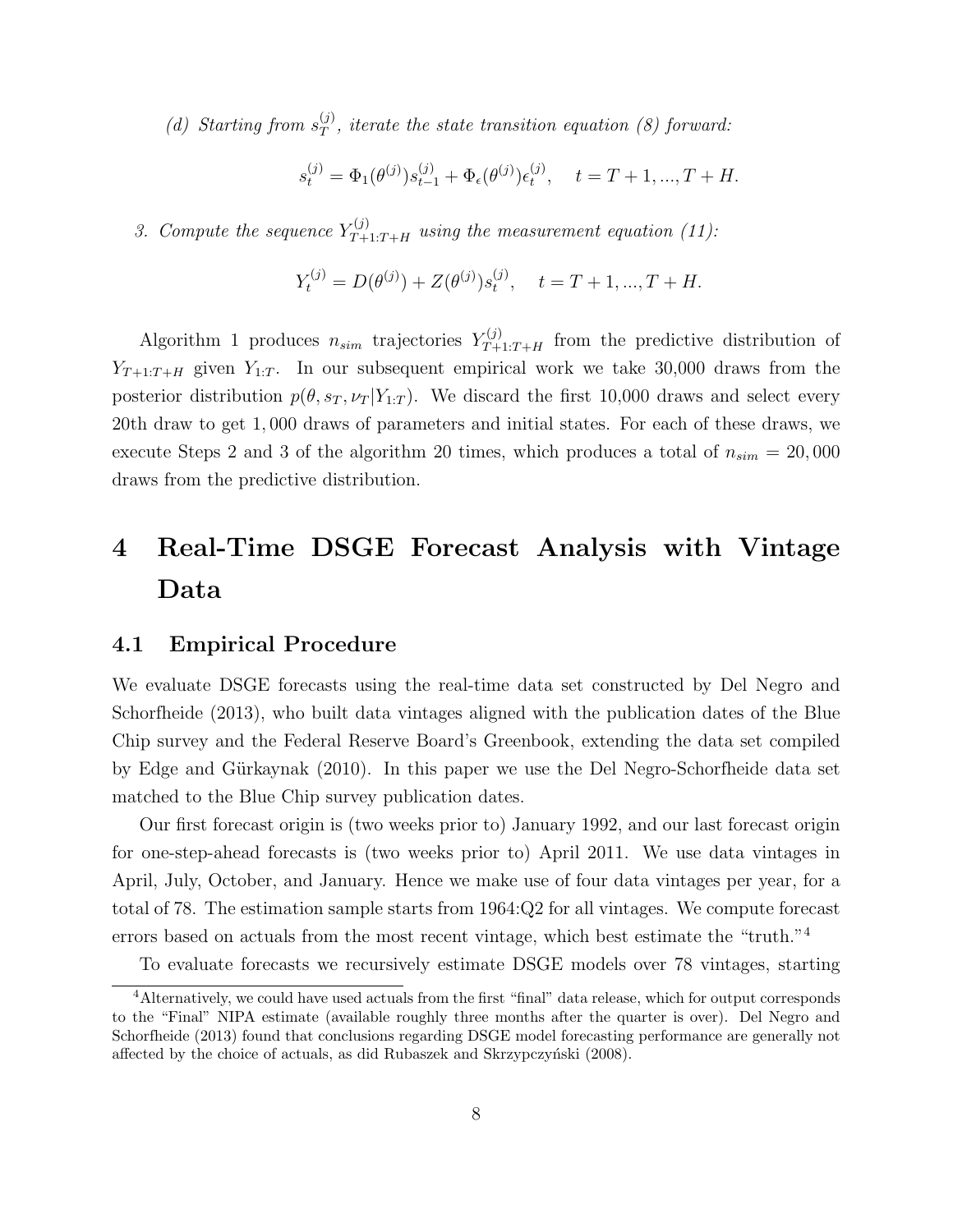*(d) Starting from $s_T^{(j)}$, iterate the state transition equation (8) forward:*

$$s_t^{(j)} = \Phi_1(\theta^{(j)}) s_{t-1}^{(j)} + \Phi_\epsilon(\theta^{(j)}) \epsilon_t^{(j)}, \quad t = T+1, ..., T+H.$$

3. *Compute the sequence $Y_{T+1:T+H}^{(j)}$ using the measurement equation (11):*

$$Y_t^{(j)} = D(\theta^{(j)}) + Z(\theta^{(j)}) s_t^{(j)}, \quad t = T+1, ..., T+H.$$

Algorithm 1 produces $n_{sim}$ trajectories $Y_{T+1:T+H}^{(j)}$ from the predictive distribution of $Y_{T+1:T+H}$ given $Y_{1:T}$. In our subsequent empirical work we take 30,000 draws from the posterior distribution $p(\theta, s_T, \nu_T | Y_{1:T})$. We discard the first 10,000 draws and select every 20th draw to get $1,000$ draws of parameters and initial states. For each of these draws, we execute Steps 2 and 3 of the algorithm 20 times, which produces a total of $n_{sim} = 20,000$ draws from the predictive distribution.

# 4 Real-Time DSGE Forecast Analysis with Vintage Data

## 4.1 Empirical Procedure

We evaluate DSGE forecasts using the real-time data set constructed by Del Negro and Schorfheide (2013), who built data vintages aligned with the publication dates of the Blue Chip survey and the Federal Reserve Board's Greenbook, extending the data set compiled by Edge and Gürkaynak (2010). In this paper we use the Del Negro-Schorfheide data set matched to the Blue Chip survey publication dates.

Our first forecast origin is (two weeks prior to) January 1992, and our last forecast origin for one-step-ahead forecasts is (two weeks prior to) April 2011. We use data vintages in April, July, October, and January. Hence we make use of four data vintages per year, for a total of 78. The estimation sample starts from 1964:Q2 for all vintages. We compute forecast errors based on actuals from the most recent vintage, which best estimate the "truth."[4]

To evaluate forecasts we recursively estimate DSGE models over 78 vintages, starting

[4] Alternatively, we could have used actuals from the first "final" data release, which for output corresponds to the "Final" NIPA estimate (available roughly three months after the quarter is over). Del Negro and Schorfheide (2013) found that conclusions regarding DSGE model forecasting performance are generally not affected by the choice of actuals, as did Rubaszek and Skrzypczyński (2008).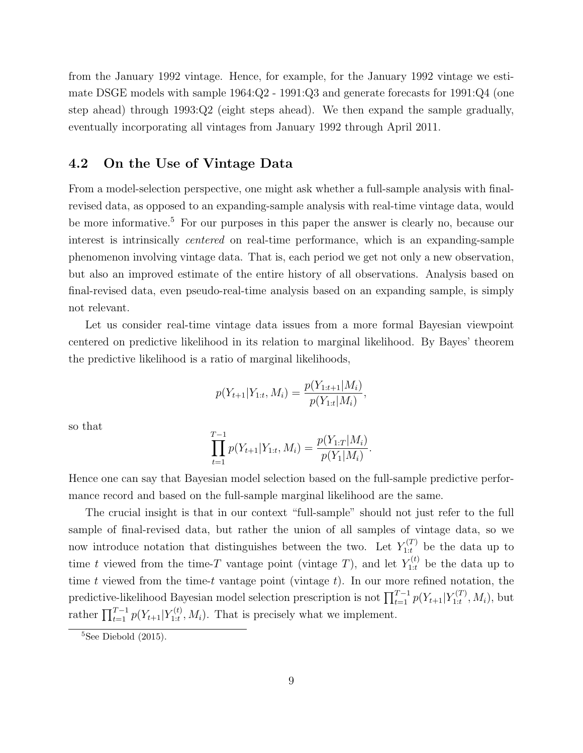from the January 1992 vintage. Hence, for example, for the January 1992 vintage we estimate DSGE models with sample 1964:Q2 - 1991:Q3 and generate forecasts for 1991:Q4 (one step ahead) through 1993:Q2 (eight steps ahead). We then expand the sample gradually, eventually incorporating all vintages from January 1992 through April 2011.

## 4.2 On the Use of Vintage Data

From a model-selection perspective, one might ask whether a full-sample analysis with final-revised data, as opposed to an expanding-sample analysis with real-time vintage data, would be more informative.[5] For our purposes in this paper the answer is clearly no, because our interest is intrinsically *centered* on real-time performance, which is an expanding-sample phenomenon involving vintage data. That is, each period we get not only a new observation, but also an improved estimate of the entire history of all observations. Analysis based on final-revised data, even pseudo-real-time analysis based on an expanding sample, is simply not relevant.

Let us consider real-time vintage data issues from a more formal Bayesian viewpoint centered on predictive likelihood in its relation to marginal likelihood. By Bayes' theorem the predictive likelihood is a ratio of marginal likelihoods,

$$p(Y_{t+1}|Y_{1:t}, M_i) = \frac{p(Y_{1:t+1}|M_i)}{p(Y_{1:t}|M_i)},$$

so that

$$\prod_{t=1}^{T-1} p(Y_{t+1}|Y_{1:t}, M_i) = \frac{p(Y_{1:T}|M_i)}{p(Y_1|M_i)}.$$

Hence one can say that Bayesian model selection based on the full-sample predictive performance record and based on the full-sample marginal likelihood are the same.

The crucial insight is that in our context "full-sample" should not just refer to the full sample of final-revised data, but rather the union of all samples of vintage data, so we now introduce notation that distinguishes between the two. Let $Y_{1:t}^{(T)}$ be the data up to time $t$ viewed from the time-$T$ vantage point (vintage $T$), and let $Y_{1:t}^{(t)}$ be the data up to time $t$ viewed from the time-$t$ vantage point (vintage $t$). In our more refined notation, the predictive-likelihood Bayesian model selection prescription is not $\prod_{t=1}^{T-1} p(Y_{t+1}|Y_{1:t}^{(T)}, M_i)$, but rather $\prod_{t=1}^{T-1} p(Y_{t+1}|Y_{1:t}^{(t)}, M_i)$. That is precisely what we implement.

[5] See Diebold (2015).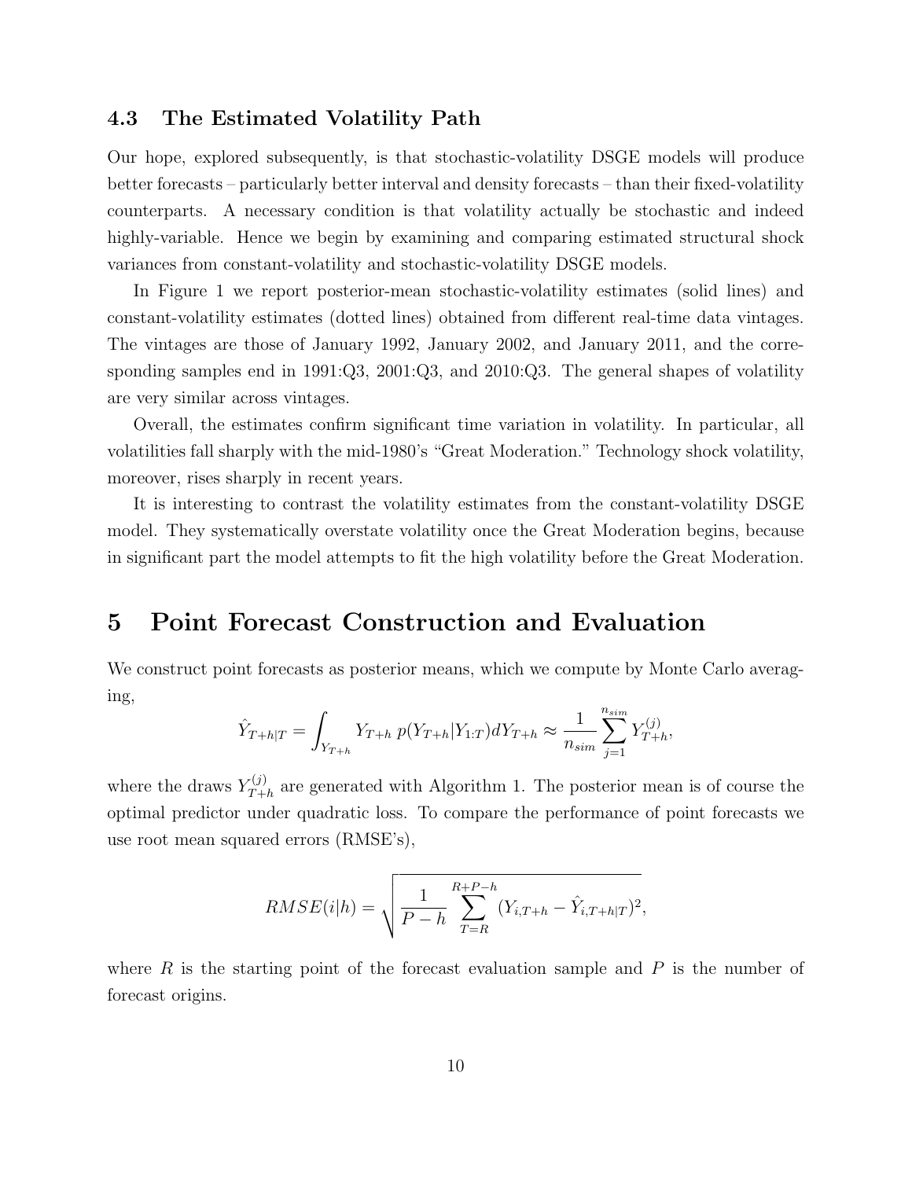### 4.3 The Estimated Volatility Path

Our hope, explored subsequently, is that stochastic-volatility DSGE models will produce better forecasts – particularly better interval and density forecasts – than their fixed-volatility counterparts. A necessary condition is that volatility actually be stochastic and indeed highly-variable. Hence we begin by examining and comparing estimated structural shock variances from constant-volatility and stochastic-volatility DSGE models.

In Figure 1 we report posterior-mean stochastic-volatility estimates (solid lines) and constant-volatility estimates (dotted lines) obtained from different real-time data vintages. The vintages are those of January 1992, January 2002, and January 2011, and the corresponding samples end in 1991:Q3, 2001:Q3, and 2010:Q3. The general shapes of volatility are very similar across vintages.

Overall, the estimates confirm significant time variation in volatility. In particular, all volatilities fall sharply with the mid-1980's "Great Moderation." Technology shock volatility, moreover, rises sharply in recent years.

It is interesting to contrast the volatility estimates from the constant-volatility DSGE model. They systematically overstate volatility once the Great Moderation begins, because in significant part the model attempts to fit the high volatility before the Great Moderation.

# 5 Point Forecast Construction and Evaluation

We construct point forecasts as posterior means, which we compute by Monte Carlo averaging,

$$\hat{Y}_{T+h|T} = \int_{Y_{T+h}} Y_{T+h}\, p(Y_{T+h}|Y_{1:T}) dY_{T+h} \approx \frac{1}{n_{sim}} \sum_{j=1}^{n_{sim}} Y_{T+h}^{(j)},$$

where the draws $Y_{T+h}^{(j)}$ are generated with Algorithm 1. The posterior mean is of course the optimal predictor under quadratic loss. To compare the performance of point forecasts we use root mean squared errors (RMSE's),

$$RMSE(i|h) = \sqrt{\frac{1}{P-h} \sum_{T=R}^{R+P-h} (Y_{i,T+h} - \hat{Y}_{i,T+h|T})^2},$$

where $R$ is the starting point of the forecast evaluation sample and $P$ is the number of forecast origins.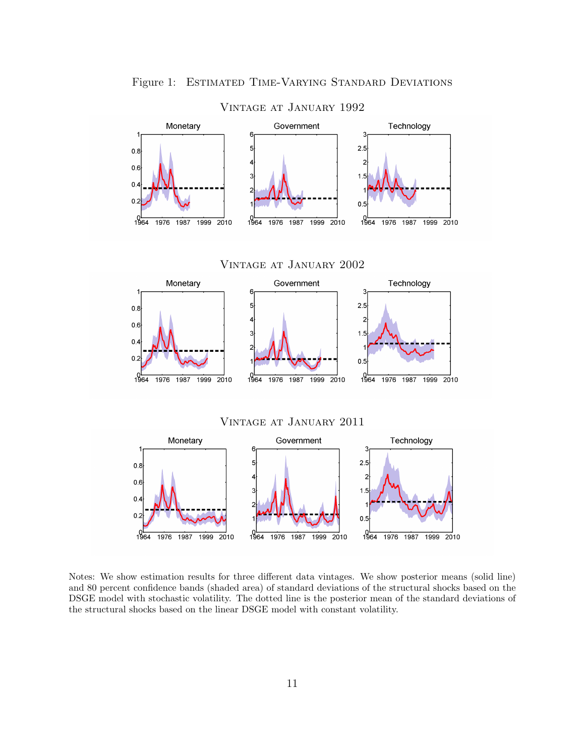Figure 1: Estimated Time-Varying Standard Deviations

Vintage at January 1992

Vintage at January 2002

Vintage at January 2011

Notes: We show estimation results for three different data vintages. We show posterior means (solid line) and 80 percent confidence bands (shaded area) of standard deviations of the structural shocks based on the DSGE model with stochastic volatility. The dotted line is the posterior mean of the standard deviations of the structural shocks based on the linear DSGE model with constant volatility.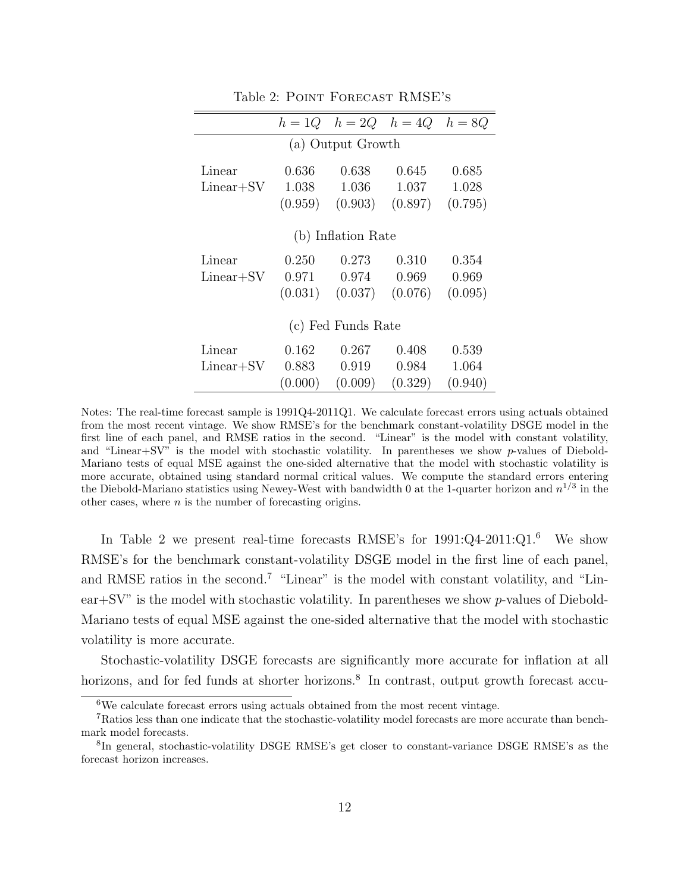Table 2: Point Forecast RMSE's

| | $h = 1Q$ | $h = 2Q$ | $h = 4Q$ | $h = 8Q$ |
|---|---|---|---|---|
| **(a) Output Growth** | | | | |
| Linear | 0.636 | 0.638 | 0.645 | 0.685 |
| Linear+SV | 1.038 | 1.036 | 1.037 | 1.028 |
| | (0.959) | (0.903) | (0.897) | (0.795) |
| **(b) Inflation Rate** | | | | |
| Linear | 0.250 | 0.273 | 0.310 | 0.354 |
| Linear+SV | 0.971 | 0.974 | 0.969 | 0.969 |
| | (0.031) | (0.037) | (0.076) | (0.095) |
| **(c) Fed Funds Rate** | | | | |
| Linear | 0.162 | 0.267 | 0.408 | 0.539 |
| Linear+SV | 0.883 | 0.919 | 0.984 | 1.064 |
| | (0.000) | (0.009) | (0.329) | (0.940) |

Notes: The real-time forecast sample is 1991Q4-2011Q1. We calculate forecast errors using actuals obtained from the most recent vintage. We show RMSE's for the benchmark constant-volatility DSGE model in the first line of each panel, and RMSE ratios in the second. "Linear" is the model with constant volatility, and "Linear+SV" is the model with stochastic volatility. In parentheses we show $p$-values of Diebold-Mariano tests of equal MSE against the one-sided alternative that the model with stochastic volatility is more accurate, obtained using standard normal critical values. We compute the standard errors entering the Diebold-Mariano statistics using Newey-West with bandwidth 0 at the 1-quarter horizon and $n^{1/3}$ in the other cases, where $n$ is the number of forecasting origins.

In Table 2 we present real-time forecasts RMSE's for 1991:Q4-2011:Q1.[6] We show RMSE's for the benchmark constant-volatility DSGE model in the first line of each panel, and RMSE ratios in the second.[7] "Linear" is the model with constant volatility, and "Linear+SV" is the model with stochastic volatility. In parentheses we show $p$-values of Diebold-Mariano tests of equal MSE against the one-sided alternative that the model with stochastic volatility is more accurate.

Stochastic-volatility DSGE forecasts are significantly more accurate for inflation at all horizons, and for fed funds at shorter horizons.[8] In contrast, output growth forecast accu-

[6] We calculate forecast errors using actuals obtained from the most recent vintage.

[7] Ratios less than one indicate that the stochastic-volatility model forecasts are more accurate than benchmark model forecasts.

[8] In general, stochastic-volatility DSGE RMSE's get closer to constant-variance DSGE RMSE's as the forecast horizon increases.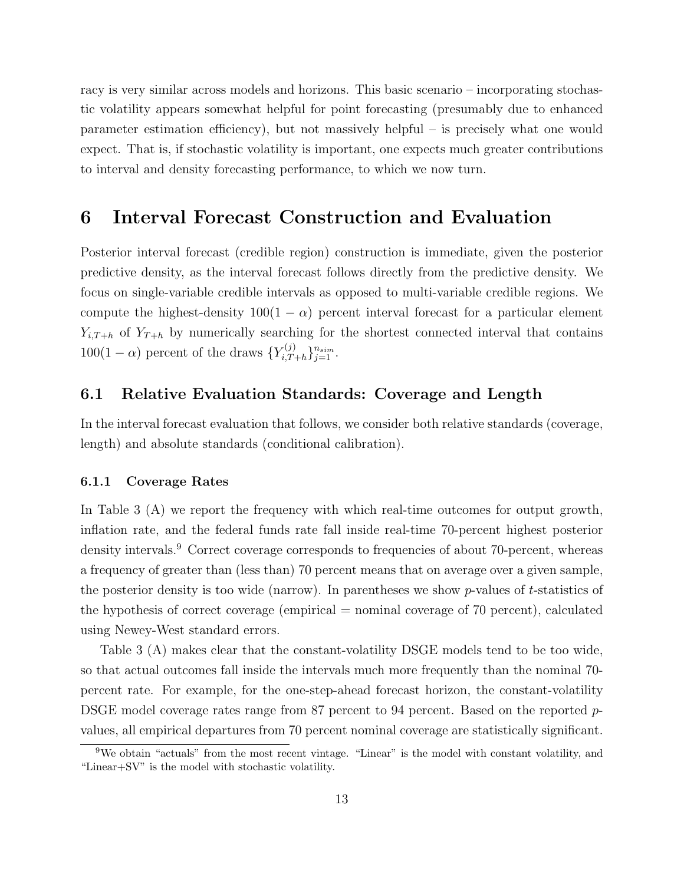racy is very similar across models and horizons. This basic scenario – incorporating stochastic volatility appears somewhat helpful for point forecasting (presumably due to enhanced parameter estimation efficiency), but not massively helpful – is precisely what one would expect. That is, if stochastic volatility is important, one expects much greater contributions to interval and density forecasting performance, to which we now turn.

# 6 Interval Forecast Construction and Evaluation

Posterior interval forecast (credible region) construction is immediate, given the posterior predictive density, as the interval forecast follows directly from the predictive density. We focus on single-variable credible intervals as opposed to multi-variable credible regions. We compute the highest-density $100(1-\alpha)$ percent interval forecast for a particular element $Y_{i,T+h}$ of $Y_{T+h}$ by numerically searching for the shortest connected interval that contains $100(1-\alpha)$ percent of the draws $\{Y_{i,T+h}^{(j)}\}_{j=1}^{n_{sim}}$.

## 6.1 Relative Evaluation Standards: Coverage and Length

In the interval forecast evaluation that follows, we consider both relative standards (coverage, length) and absolute standards (conditional calibration).

### 6.1.1 Coverage Rates

In Table 3 (A) we report the frequency with which real-time outcomes for output growth, inflation rate, and the federal funds rate fall inside real-time 70-percent highest posterior density intervals.[9] Correct coverage corresponds to frequencies of about 70-percent, whereas a frequency of greater than (less than) 70 percent means that on average over a given sample, the posterior density is too wide (narrow). In parentheses we show $p$-values of $t$-statistics of the hypothesis of correct coverage (empirical = nominal coverage of 70 percent), calculated using Newey-West standard errors.

Table 3 (A) makes clear that the constant-volatility DSGE models tend to be too wide, so that actual outcomes fall inside the intervals much more frequently than the nominal 70-percent rate. For example, for the one-step-ahead forecast horizon, the constant-volatility DSGE model coverage rates range from 87 percent to 94 percent. Based on the reported $p$-values, all empirical departures from 70 percent nominal coverage are statistically significant.

[9] We obtain "actuals" from the most recent vintage. "Linear" is the model with constant volatility, and "Linear+SV" is the model with stochastic volatility.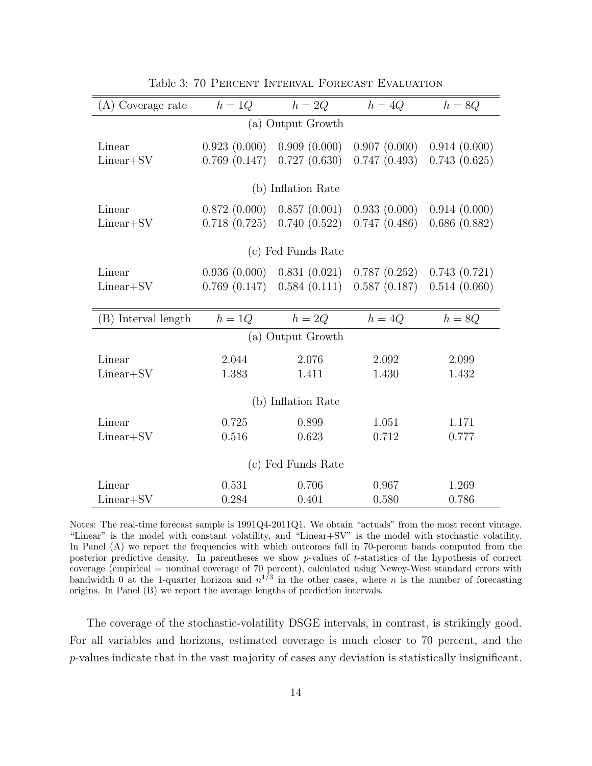Table 3: 70 Percent Interval Forecast Evaluation

| (A) Coverage rate | $h = 1Q$ | $h = 2Q$ | $h = 4Q$ | $h = 8Q$ |
|---|---|---|---|---|
| | | (a) Output Growth | | |
| Linear | 0.923 (0.000) | 0.909 (0.000) | 0.907 (0.000) | 0.914 (0.000) |
| Linear+SV | 0.769 (0.147) | 0.727 (0.630) | 0.747 (0.493) | 0.743 (0.625) |
| | | (b) Inflation Rate | | |
| Linear | 0.872 (0.000) | 0.857 (0.001) | 0.933 (0.000) | 0.914 (0.000) |
| Linear+SV | 0.718 (0.725) | 0.740 (0.522) | 0.747 (0.486) | 0.686 (0.882) |
| | | (c) Fed Funds Rate | | |
| Linear | 0.936 (0.000) | 0.831 (0.021) | 0.787 (0.252) | 0.743 (0.721) |
| Linear+SV | 0.769 (0.147) | 0.584 (0.111) | 0.587 (0.187) | 0.514 (0.060) |

| (B) Interval length | $h = 1Q$ | $h = 2Q$ | $h = 4Q$ | $h = 8Q$ |
|---|---|---|---|---|
| | | (a) Output Growth | | |
| Linear | 2.044 | 2.076 | 2.092 | 2.099 |
| Linear+SV | 1.383 | 1.411 | 1.430 | 1.432 |
| | | (b) Inflation Rate | | |
| Linear | 0.725 | 0.899 | 1.051 | 1.171 |
| Linear+SV | 0.516 | 0.623 | 0.712 | 0.777 |
| | | (c) Fed Funds Rate | | |
| Linear | 0.531 | 0.706 | 0.967 | 1.269 |
| Linear+SV | 0.284 | 0.401 | 0.580 | 0.786 |

Notes: The real-time forecast sample is 1991Q4-2011Q1. We obtain "actuals" from the most recent vintage. "Linear" is the model with constant volatility, and "Linear+SV" is the model with stochastic volatility. In Panel (A) we report the frequencies with which outcomes fall in 70-percent bands computed from the posterior predictive density. In parentheses we show $p$-values of $t$-statistics of the hypothesis of correct coverage (empirical = nominal coverage of 70 percent), calculated using Newey-West standard errors with bandwidth 0 at the 1-quarter horizon and $n^{1/3}$ in the other cases, where $n$ is the number of forecasting origins. In Panel (B) we report the average lengths of prediction intervals.

The coverage of the stochastic-volatility DSGE intervals, in contrast, is strikingly good. For all variables and horizons, estimated coverage is much closer to 70 percent, and the $p$-values indicate that in the vast majority of cases any deviation is statistically insignificant.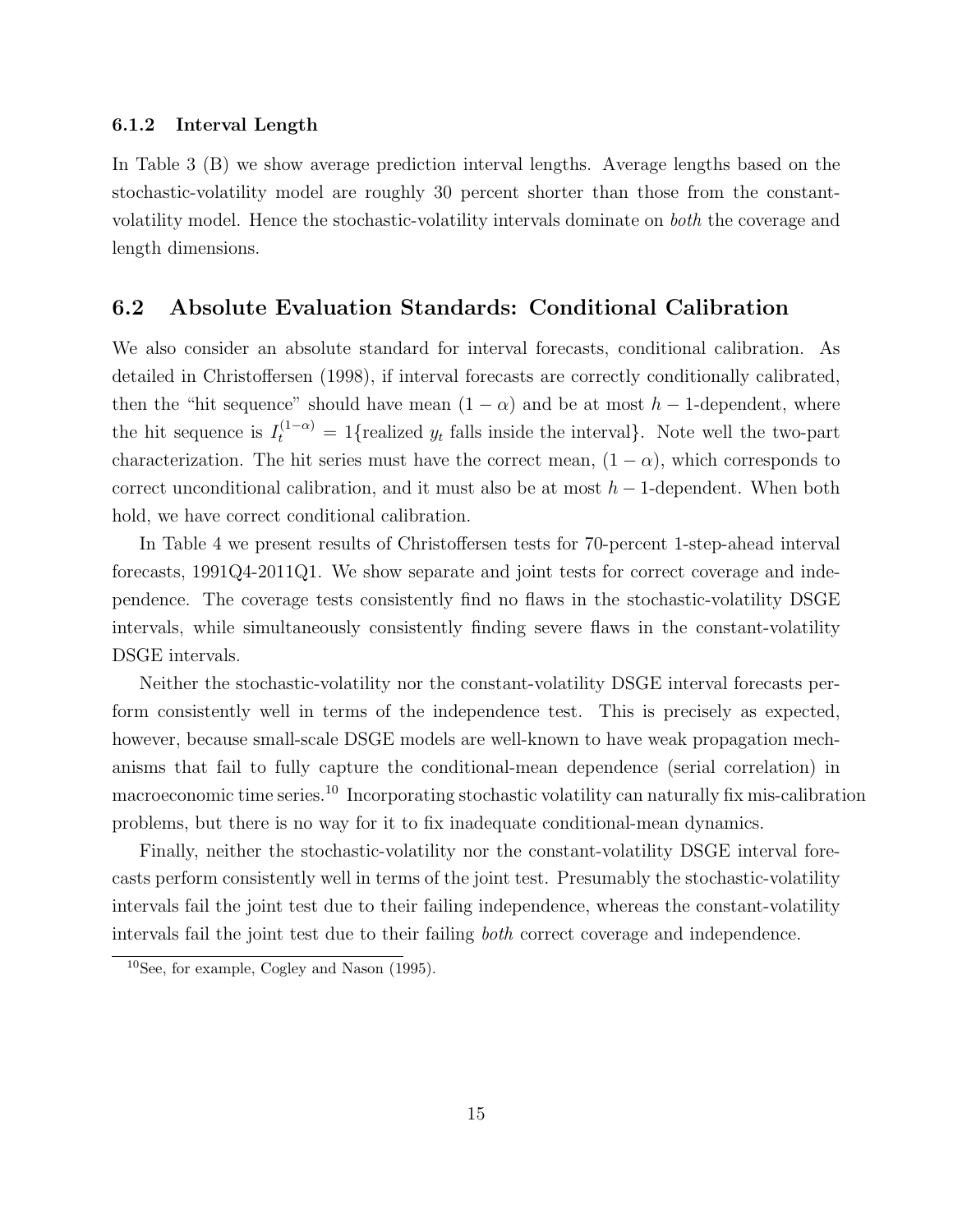#### 6.1.2 Interval Length

In Table 3 (B) we show average prediction interval lengths. Average lengths based on the stochastic-volatility model are roughly 30 percent shorter than those from the constant-volatility model. Hence the stochastic-volatility intervals dominate on *both* the coverage and length dimensions.

## 6.2 Absolute Evaluation Standards: Conditional Calibration

We also consider an absolute standard for interval forecasts, conditional calibration. As detailed in Christoffersen (1998), if interval forecasts are correctly conditionally calibrated, then the "hit sequence" should have mean $(1 - \alpha)$ and be at most $h - 1$-dependent, where the hit sequence is $I_t^{(1-\alpha)} = 1\{\text{realized } y_t \text{ falls inside the interval}\}$. Note well the two-part characterization. The hit series must have the correct mean, $(1 - \alpha)$, which corresponds to correct unconditional calibration, and it must also be at most $h - 1$-dependent. When both hold, we have correct conditional calibration.

In Table 4 we present results of Christoffersen tests for 70-percent 1-step-ahead interval forecasts, 1991Q4-2011Q1. We show separate and joint tests for correct coverage and independence. The coverage tests consistently find no flaws in the stochastic-volatility DSGE intervals, while simultaneously consistently finding severe flaws in the constant-volatility DSGE intervals.

Neither the stochastic-volatility nor the constant-volatility DSGE interval forecasts perform consistently well in terms of the independence test. This is precisely as expected, however, because small-scale DSGE models are well-known to have weak propagation mechanisms that fail to fully capture the conditional-mean dependence (serial correlation) in macroeconomic time series.[10] Incorporating stochastic volatility can naturally fix mis-calibration problems, but there is no way for it to fix inadequate conditional-mean dynamics.

Finally, neither the stochastic-volatility nor the constant-volatility DSGE interval forecasts perform consistently well in terms of the joint test. Presumably the stochastic-volatility intervals fail the joint test due to their failing independence, whereas the constant-volatility intervals fail the joint test due to their failing *both* correct coverage and independence.

[10] See, for example, Cogley and Nason (1995).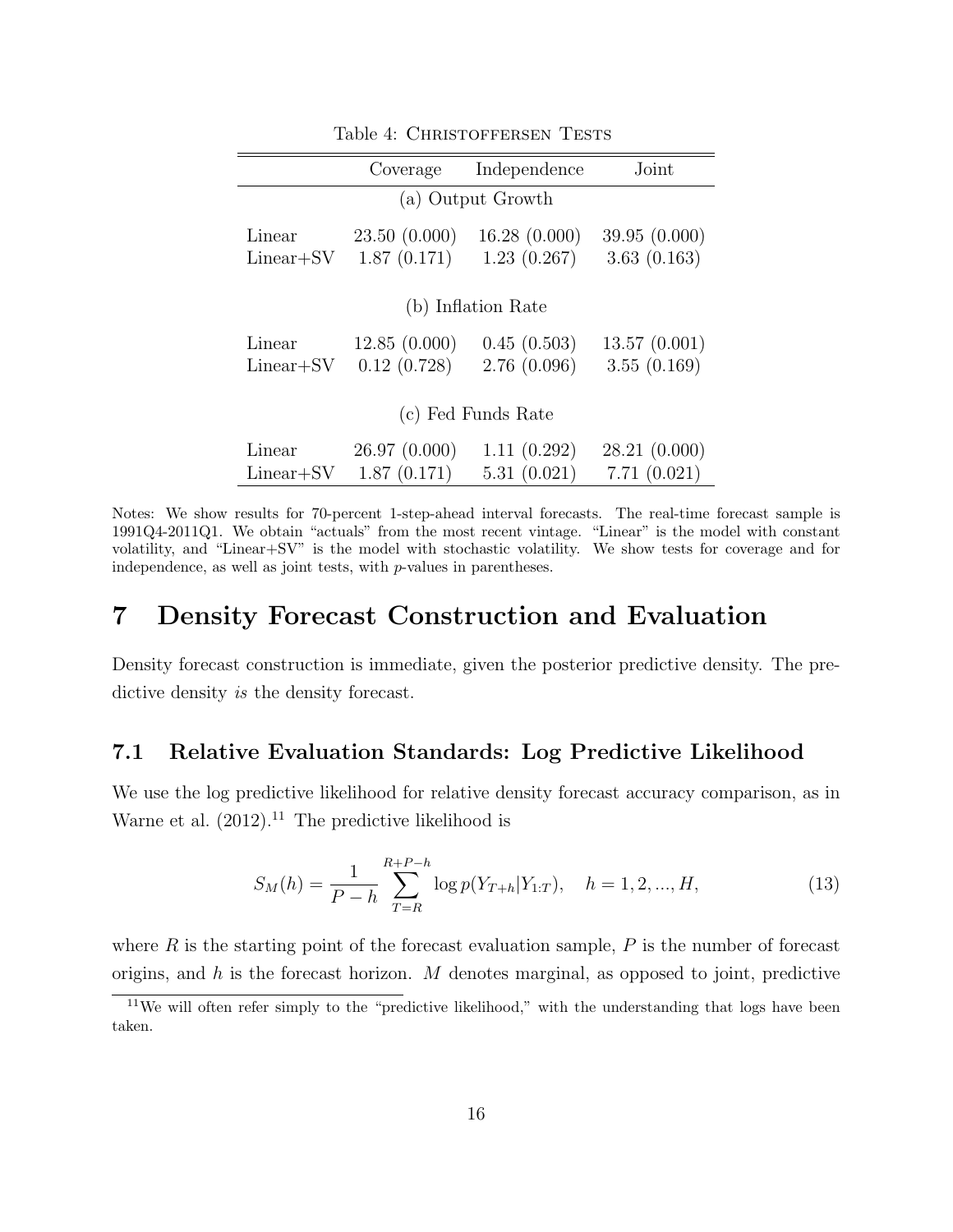Table 4: Christoffersen Tests

| | Coverage | Independence | Joint |
|---|---|---|---|
| (a) Output Growth | | | |
| Linear | 23.50 (0.000) | 16.28 (0.000) | 39.95 (0.000) |
| Linear+SV | 1.87 (0.171) | 1.23 (0.267) | 3.63 (0.163) |
| (b) Inflation Rate | | | |
| Linear | 12.85 (0.000) | 0.45 (0.503) | 13.57 (0.001) |
| Linear+SV | 0.12 (0.728) | 2.76 (0.096) | 3.55 (0.169) |
| (c) Fed Funds Rate | | | |
| Linear | 26.97 (0.000) | 1.11 (0.292) | 28.21 (0.000) |
| Linear+SV | 1.87 (0.171) | 5.31 (0.021) | 7.71 (0.021) |

Notes: We show results for 70-percent 1-step-ahead interval forecasts. The real-time forecast sample is 1991Q4-2011Q1. We obtain "actuals" from the most recent vintage. "Linear" is the model with constant volatility, and "Linear+SV" is the model with stochastic volatility. We show tests for coverage and for independence, as well as joint tests, with $p$-values in parentheses.

# 7 Density Forecast Construction and Evaluation

Density forecast construction is immediate, given the posterior predictive density. The predictive density *is* the density forecast.

## 7.1 Relative Evaluation Standards: Log Predictive Likelihood

We use the log predictive likelihood for relative density forecast accuracy comparison, as in Warne et al. (2012).[11] The predictive likelihood is

$$S_M(h) = \frac{1}{P-h} \sum_{T=R}^{R+P-h} \log p(Y_{T+h}|Y_{1:T}), \quad h = 1, 2, ..., H, \tag{13}$$

where $R$ is the starting point of the forecast evaluation sample, $P$ is the number of forecast origins, and $h$ is the forecast horizon. $M$ denotes marginal, as opposed to joint, predictive

[11] We will often refer simply to the "predictive likelihood," with the understanding that logs have been taken.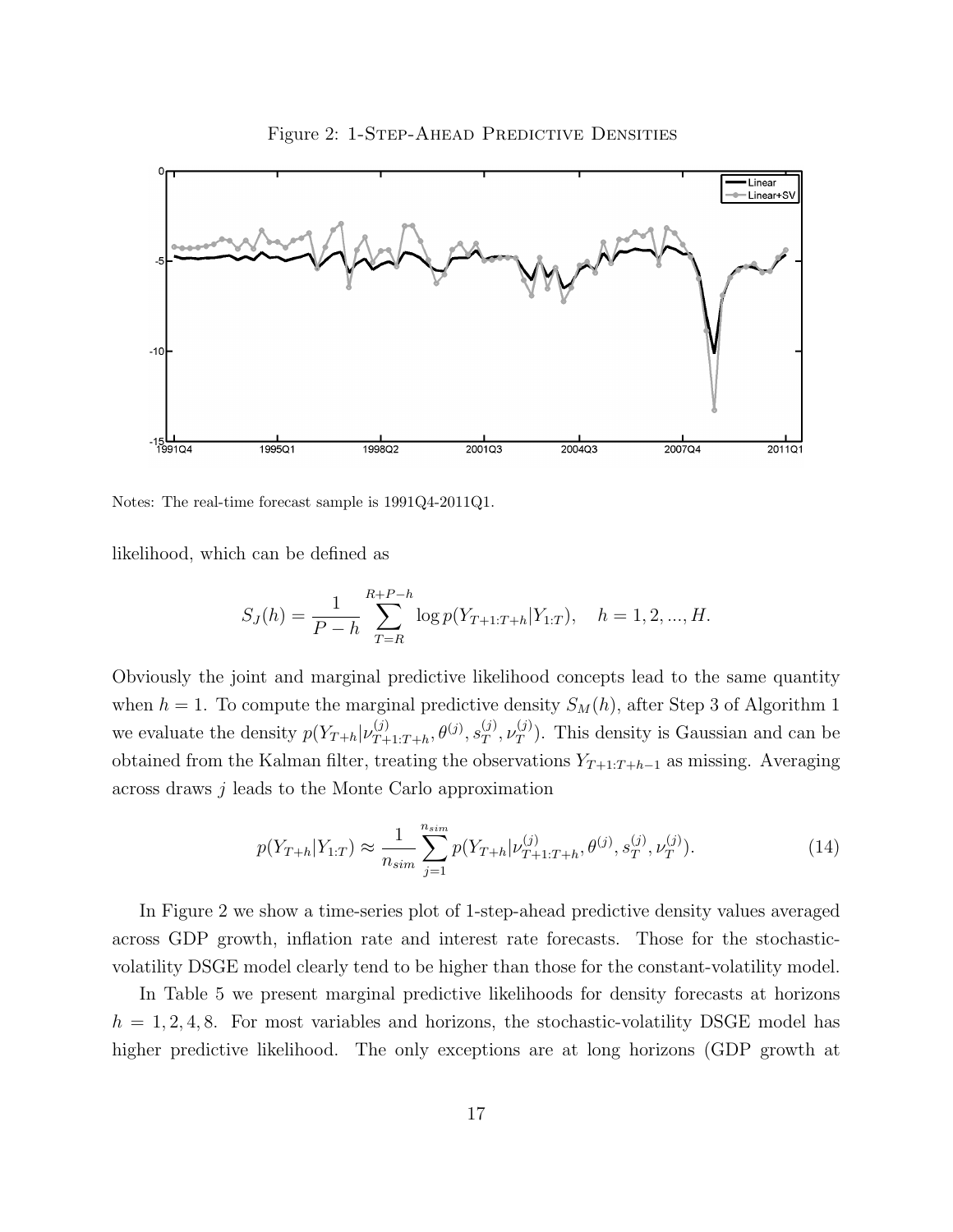Figure 2: 1-Step-Ahead Predictive Densities

Notes: The real-time forecast sample is 1991Q4-2011Q1.

likelihood, which can be defined as

$$S_J(h) = \frac{1}{P-h} \sum_{T=R}^{R+P-h} \log p(Y_{T+1:T+h}|Y_{1:T}), \quad h = 1, 2, ..., H.$$

Obviously the joint and marginal predictive likelihood concepts lead to the same quantity when $h = 1$. To compute the marginal predictive density $S_M(h)$, after Step 3 of Algorithm 1 we evaluate the density $p(Y_{T+h}|\nu_{T+1:T+h}^{(j)}, \theta^{(j)}, s_T^{(j)}, \nu_T^{(j)})$. This density is Gaussian and can be obtained from the Kalman filter, treating the observations $Y_{T+1:T+h-1}$ as missing. Averaging across draws $j$ leads to the Monte Carlo approximation

$$p(Y_{T+h}|Y_{1:T}) \approx \frac{1}{n_{sim}} \sum_{j=1}^{n_{sim}} p(Y_{T+h}|\nu_{T+1:T+h}^{(j)}, \theta^{(j)}, s_T^{(j)}, \nu_T^{(j)}). \tag{14}$$

In Figure 2 we show a time-series plot of 1-step-ahead predictive density values averaged across GDP growth, inflation rate and interest rate forecasts. Those for the stochastic-volatility DSGE model clearly tend to be higher than those for the constant-volatility model.

In Table 5 we present marginal predictive likelihoods for density forecasts at horizons $h = 1, 2, 4, 8$. For most variables and horizons, the stochastic-volatility DSGE model has higher predictive likelihood. The only exceptions are at long horizons (GDP growth at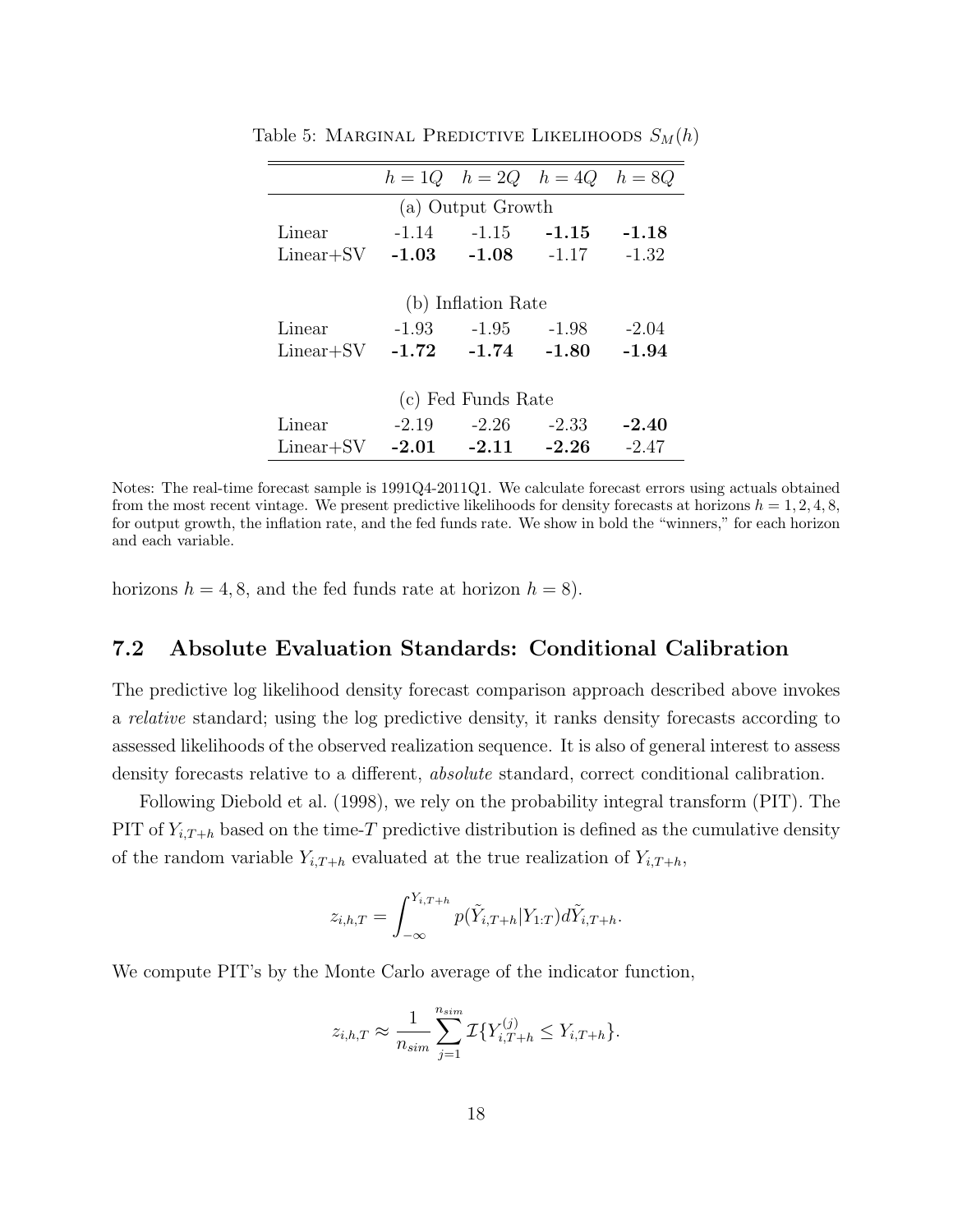Table 5: Marginal Predictive Likelihoods $S_M(h)$

| | $h = 1Q$ | $h = 2Q$ | $h = 4Q$ | $h = 8Q$ |
|---|---|---|---|---|
| (a) Output Growth | | | | |
| Linear | -1.14 | -1.15 | **-1.15** | **-1.18** |
| Linear+SV | **-1.03** | **-1.08** | -1.17 | -1.32 |
| (b) Inflation Rate | | | | |
| Linear | -1.93 | -1.95 | -1.98 | -2.04 |
| Linear+SV | **-1.72** | **-1.74** | **-1.80** | **-1.94** |
| (c) Fed Funds Rate | | | | |
| Linear | -2.19 | -2.26 | -2.33 | **-2.40** |
| Linear+SV | **-2.01** | **-2.11** | **-2.26** | -2.47 |

Notes: The real-time forecast sample is 1991Q4-2011Q1. We calculate forecast errors using actuals obtained from the most recent vintage. We present predictive likelihoods for density forecasts at horizons $h = 1, 2, 4, 8$, for output growth, the inflation rate, and the fed funds rate. We show in bold the "winners," for each horizon and each variable.

horizons $h = 4, 8$, and the fed funds rate at horizon $h = 8$).

## 7.2 Absolute Evaluation Standards: Conditional Calibration

The predictive log likelihood density forecast comparison approach described above invokes a *relative* standard; using the log predictive density, it ranks density forecasts according to assessed likelihoods of the observed realization sequence. It is also of general interest to assess density forecasts relative to a different, *absolute* standard, correct conditional calibration.

Following Diebold et al. (1998), we rely on the probability integral transform (PIT). The PIT of $Y_{i,T+h}$ based on the time-$T$ predictive distribution is defined as the cumulative density of the random variable $Y_{i,T+h}$ evaluated at the true realization of $Y_{i,T+h}$,

$$z_{i,h,T} = \int_{-\infty}^{Y_{i,T+h}} p(\tilde{Y}_{i,T+h}|Y_{1:T})d\tilde{Y}_{i,T+h}.$$

We compute PIT's by the Monte Carlo average of the indicator function,

$$z_{i,h,T} \approx \frac{1}{n_{sim}} \sum_{j=1}^{n_{sim}} \mathcal{I}\{Y_{i,T+h}^{(j)} \leq Y_{i,T+h}\}.$$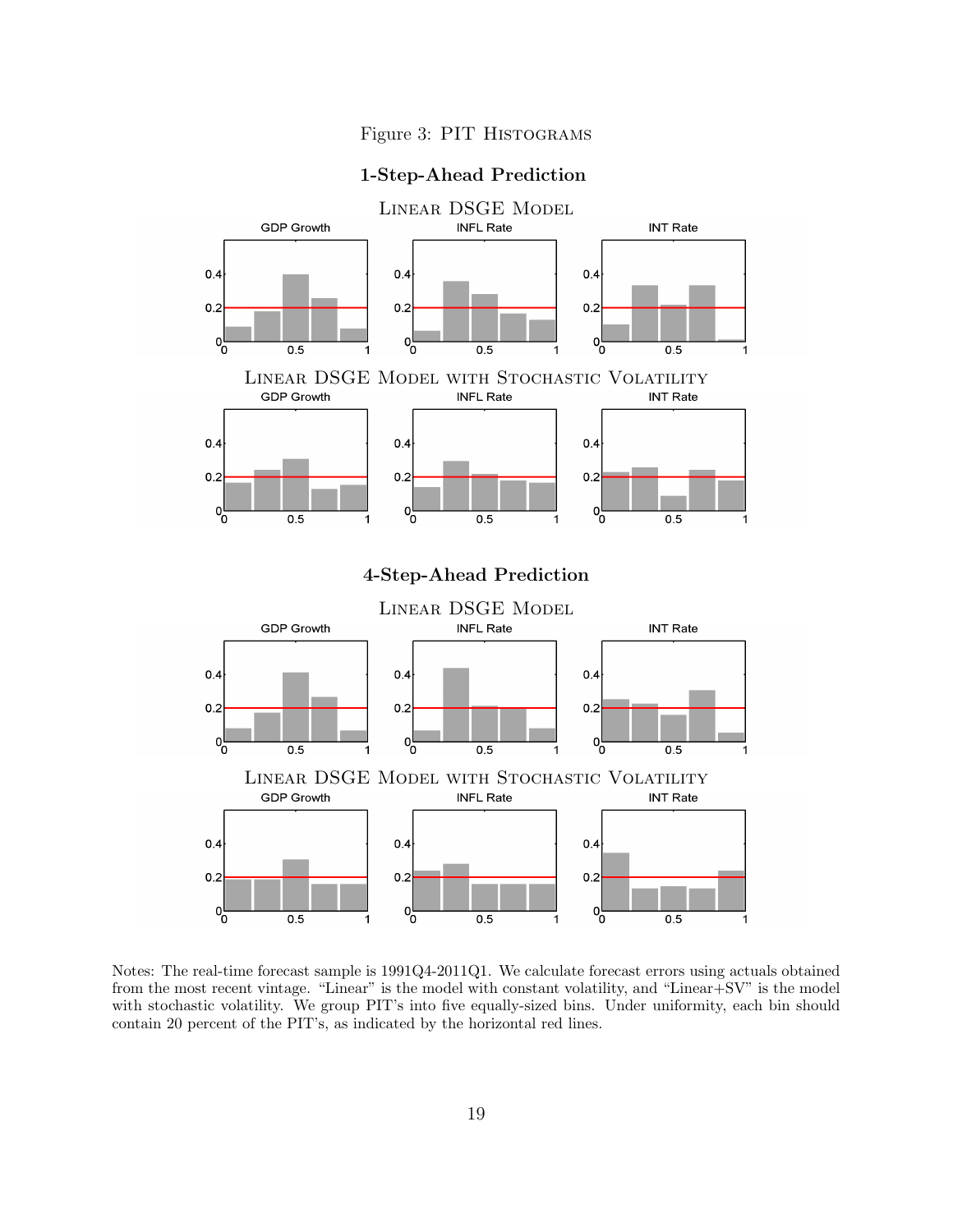Figure 3: PIT Histograms

### 1-Step-Ahead Prediction

Linear DSGE Model

Linear DSGE Model with Stochastic Volatility

### 4-Step-Ahead Prediction

Linear DSGE Model

Linear DSGE Model with Stochastic Volatility

Notes: The real-time forecast sample is 1991Q4-2011Q1. We calculate forecast errors using actuals obtained from the most recent vintage. "Linear" is the model with constant volatility, and "Linear+SV" is the model with stochastic volatility. We group PIT's into five equally-sized bins. Under uniformity, each bin should contain 20 percent of the PIT's, as indicated by the horizontal red lines.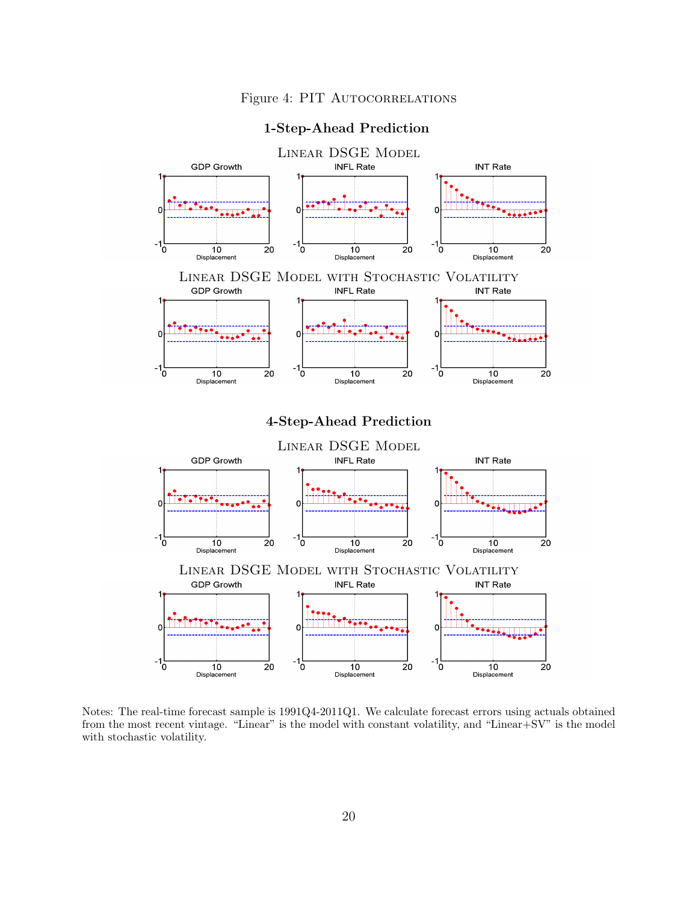Figure 4: PIT Autocorrelations

**1-Step-Ahead Prediction**

Linear DSGE Model

Linear DSGE Model with Stochastic Volatility

**4-Step-Ahead Prediction**

Linear DSGE Model

Linear DSGE Model with Stochastic Volatility

Notes: The real-time forecast sample is 1991Q4-2011Q1. We calculate forecast errors using actuals obtained from the most recent vintage. "Linear" is the model with constant volatility, and "Linear+SV" is the model with stochastic volatility.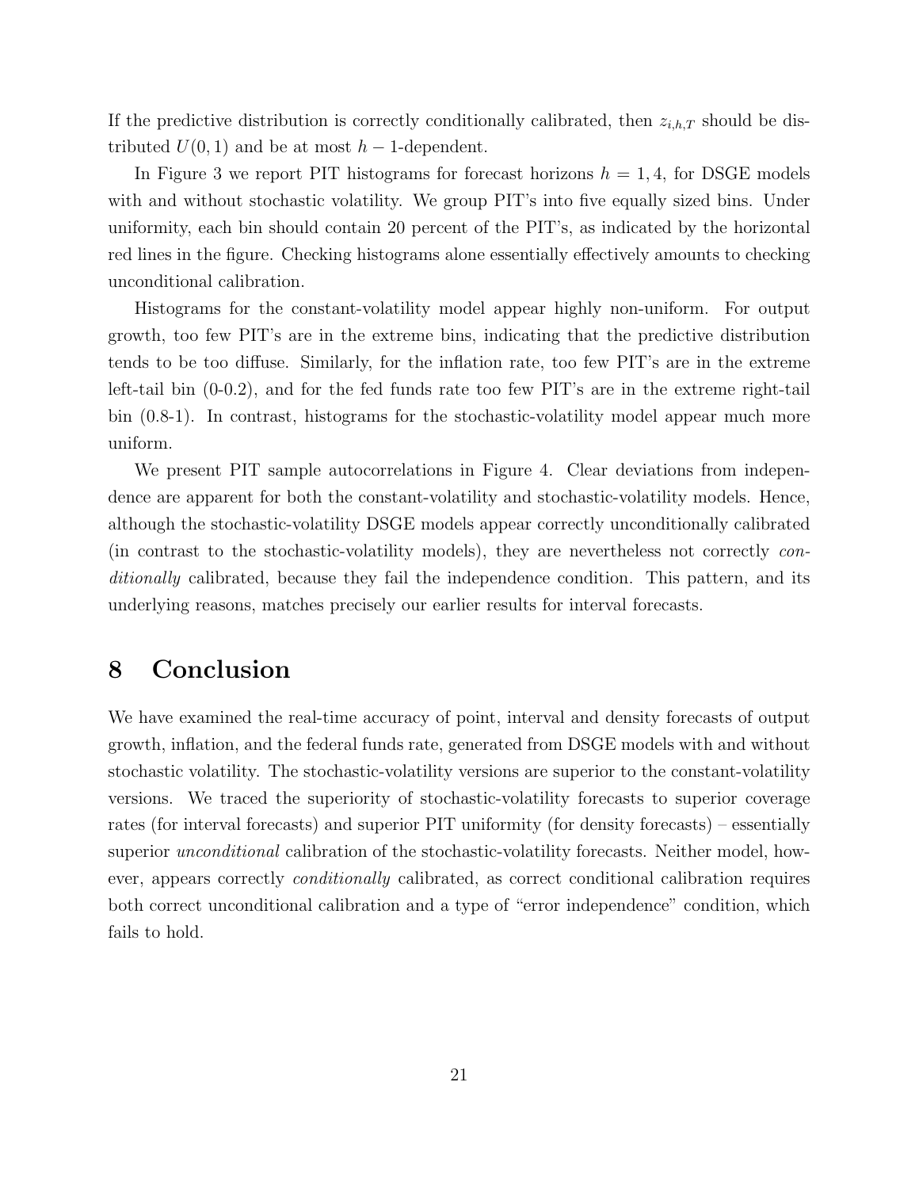If the predictive distribution is correctly conditionally calibrated, then $z_{i,h,T}$ should be distributed $U(0, 1)$ and be at most $h-1$-dependent.

In Figure 3 we report PIT histograms for forecast horizons $h = 1, 4$, for DSGE models with and without stochastic volatility. We group PIT's into five equally sized bins. Under uniformity, each bin should contain 20 percent of the PIT's, as indicated by the horizontal red lines in the figure. Checking histograms alone essentially effectively amounts to checking unconditional calibration.

Histograms for the constant-volatility model appear highly non-uniform. For output growth, too few PIT's are in the extreme bins, indicating that the predictive distribution tends to be too diffuse. Similarly, for the inflation rate, too few PIT's are in the extreme left-tail bin (0-0.2), and for the fed funds rate too few PIT's are in the extreme right-tail bin (0.8-1). In contrast, histograms for the stochastic-volatility model appear much more uniform.

We present PIT sample autocorrelations in Figure 4. Clear deviations from independence are apparent for both the constant-volatility and stochastic-volatility models. Hence, although the stochastic-volatility DSGE models appear correctly unconditionally calibrated (in contrast to the stochastic-volatility models), they are nevertheless not correctly *conditionally* calibrated, because they fail the independence condition. This pattern, and its underlying reasons, matches precisely our earlier results for interval forecasts.

# 8 Conclusion

We have examined the real-time accuracy of point, interval and density forecasts of output growth, inflation, and the federal funds rate, generated from DSGE models with and without stochastic volatility. The stochastic-volatility versions are superior to the constant-volatility versions. We traced the superiority of stochastic-volatility forecasts to superior coverage rates (for interval forecasts) and superior PIT uniformity (for density forecasts) – essentially superior *unconditional* calibration of the stochastic-volatility forecasts. Neither model, however, appears correctly *conditionally* calibrated, as correct conditional calibration requires both correct unconditional calibration and a type of "error independence" condition, which fails to hold.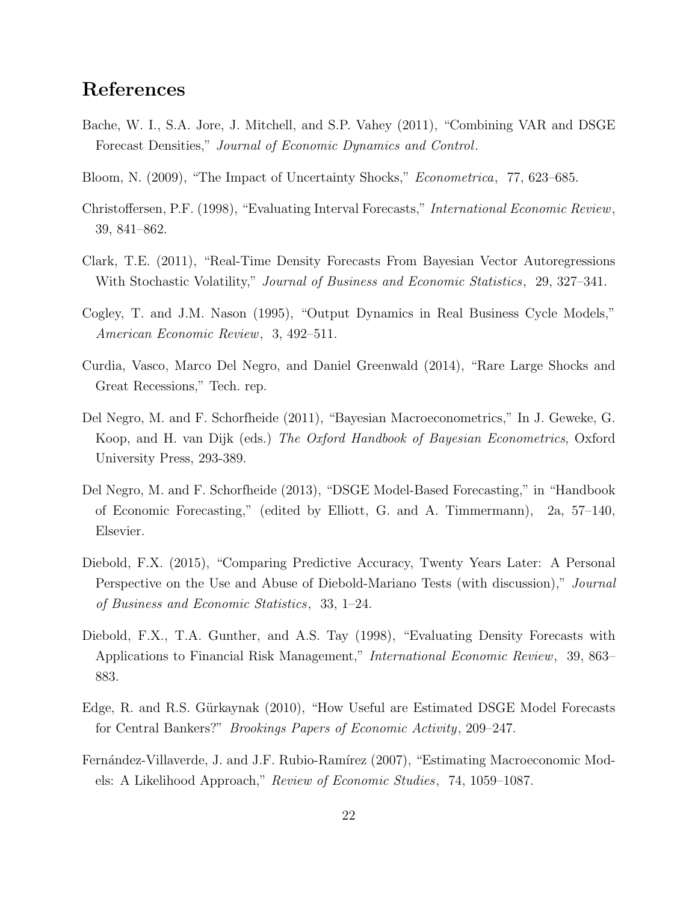## References

Bache, W. I., S.A. Jore, J. Mitchell, and S.P. Vahey (2011), "Combining VAR and DSGE Forecast Densities," *Journal of Economic Dynamics and Control*.

Bloom, N. (2009), "The Impact of Uncertainty Shocks," *Econometrica*, 77, 623–685.

Christoffersen, P.F. (1998), "Evaluating Interval Forecasts," *International Economic Review*, 39, 841–862.

Clark, T.E. (2011), "Real-Time Density Forecasts From Bayesian Vector Autoregressions With Stochastic Volatility," *Journal of Business and Economic Statistics*, 29, 327–341.

Cogley, T. and J.M. Nason (1995), "Output Dynamics in Real Business Cycle Models," *American Economic Review*, 3, 492–511.

Curdia, Vasco, Marco Del Negro, and Daniel Greenwald (2014), "Rare Large Shocks and Great Recessions," Tech. rep.

Del Negro, M. and F. Schorfheide (2011), "Bayesian Macroeconometrics," In J. Geweke, G. Koop, and H. van Dijk (eds.) *The Oxford Handbook of Bayesian Econometrics*, Oxford University Press, 293-389.

Del Negro, M. and F. Schorfheide (2013), "DSGE Model-Based Forecasting," in "Handbook of Economic Forecasting," (edited by Elliott, G. and A. Timmermann), 2a, 57–140, Elsevier.

Diebold, F.X. (2015), "Comparing Predictive Accuracy, Twenty Years Later: A Personal Perspective on the Use and Abuse of Diebold-Mariano Tests (with discussion)," *Journal of Business and Economic Statistics*, 33, 1–24.

Diebold, F.X., T.A. Gunther, and A.S. Tay (1998), "Evaluating Density Forecasts with Applications to Financial Risk Management," *International Economic Review*, 39, 863–883.

Edge, R. and R.S. Gürkaynak (2010), "How Useful are Estimated DSGE Model Forecasts for Central Bankers?" *Brookings Papers of Economic Activity*, 209–247.

Fernández-Villaverde, J. and J.F. Rubio-Ramírez (2007), "Estimating Macroeconomic Models: A Likelihood Approach," *Review of Economic Studies*, 74, 1059–1087.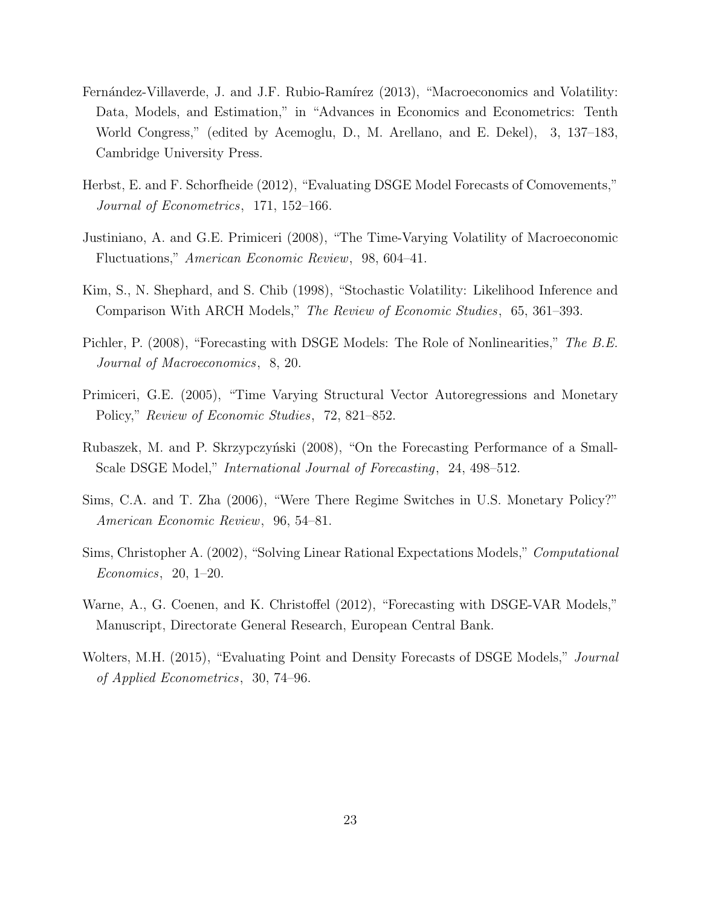Fernández-Villaverde, J. and J.F. Rubio-Ramírez (2013), "Macroeconomics and Volatility: Data, Models, and Estimation," in "Advances in Economics and Econometrics: Tenth World Congress," (edited by Acemoglu, D., M. Arellano, and E. Dekel), 3, 137–183, Cambridge University Press.

Herbst, E. and F. Schorfheide (2012), "Evaluating DSGE Model Forecasts of Comovements," *Journal of Econometrics*, 171, 152–166.

Justiniano, A. and G.E. Primiceri (2008), "The Time-Varying Volatility of Macroeconomic Fluctuations," *American Economic Review*, 98, 604–41.

Kim, S., N. Shephard, and S. Chib (1998), "Stochastic Volatility: Likelihood Inference and Comparison With ARCH Models," *The Review of Economic Studies*, 65, 361–393.

Pichler, P. (2008), "Forecasting with DSGE Models: The Role of Nonlinearities," *The B.E. Journal of Macroeconomics*, 8, 20.

Primiceri, G.E. (2005), "Time Varying Structural Vector Autoregressions and Monetary Policy," *Review of Economic Studies*, 72, 821–852.

Rubaszek, M. and P. Skrzypczyński (2008), "On the Forecasting Performance of a Small-Scale DSGE Model," *International Journal of Forecasting*, 24, 498–512.

Sims, C.A. and T. Zha (2006), "Were There Regime Switches in U.S. Monetary Policy?" *American Economic Review*, 96, 54–81.

Sims, Christopher A. (2002), "Solving Linear Rational Expectations Models," *Computational Economics*, 20, 1–20.

Warne, A., G. Coenen, and K. Christoffel (2012), "Forecasting with DSGE-VAR Models," Manuscript, Directorate General Research, European Central Bank.

Wolters, M.H. (2015), "Evaluating Point and Density Forecasts of DSGE Models," *Journal of Applied Econometrics*, 30, 74–96.